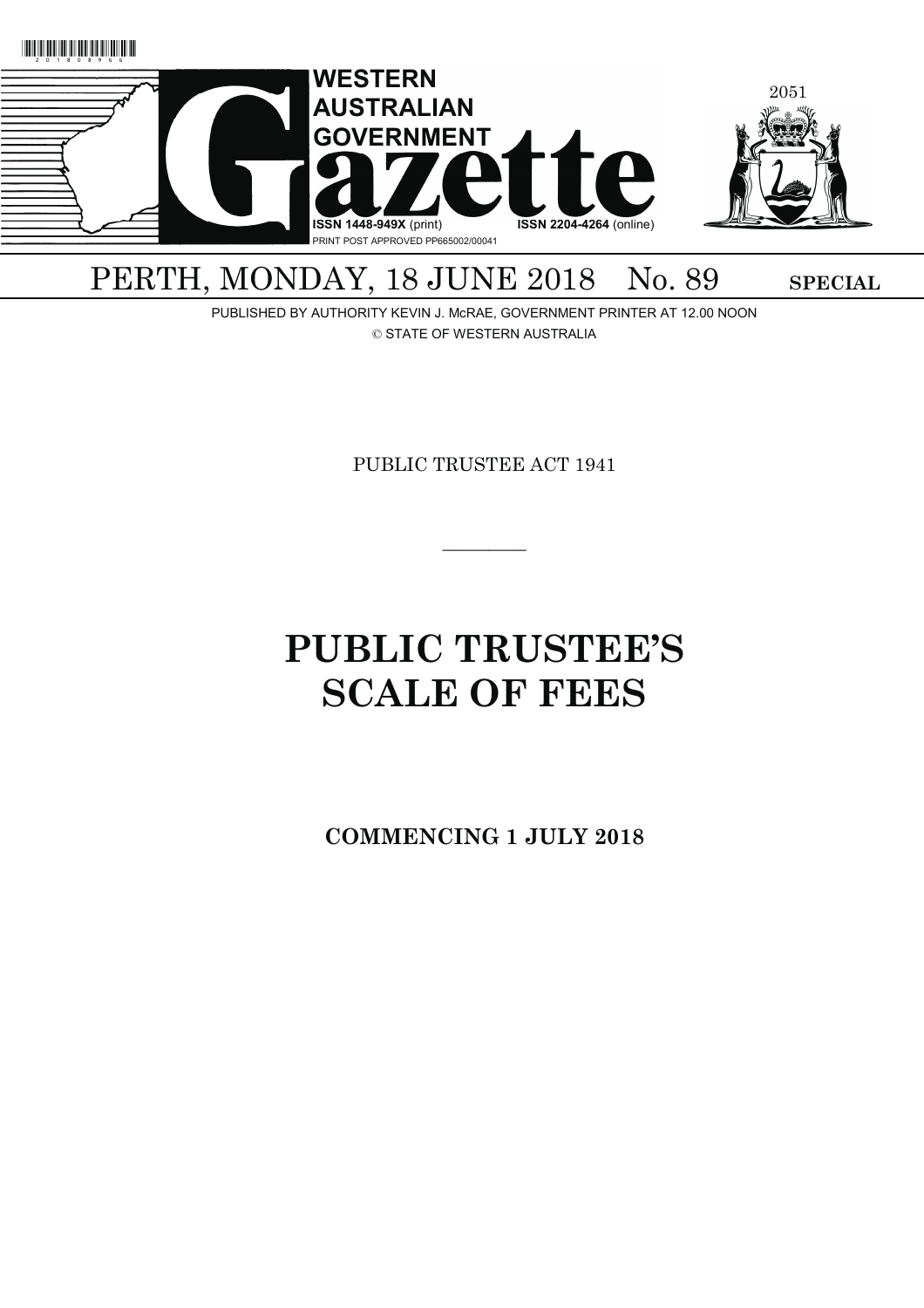# WESTERN AUSTRALIAN GOVERNMENT Gazette

ISSN 1448-949X (print) ISSN 2204-4264 (online)

PRINT POST APPROVED PP665002/00041

PERTH, MONDAY, 18 JUNE 2018 No. 89 **SPECIAL**

PUBLISHED BY AUTHORITY KEVIN J. McRAE, GOVERNMENT PRINTER AT 12.00 NOON

© STATE OF WESTERN AUSTRALIA

PUBLIC TRUSTEE ACT 1941

---

# PUBLIC TRUSTEE'S SCALE OF FEES

**COMMENCING 1 JULY 2018**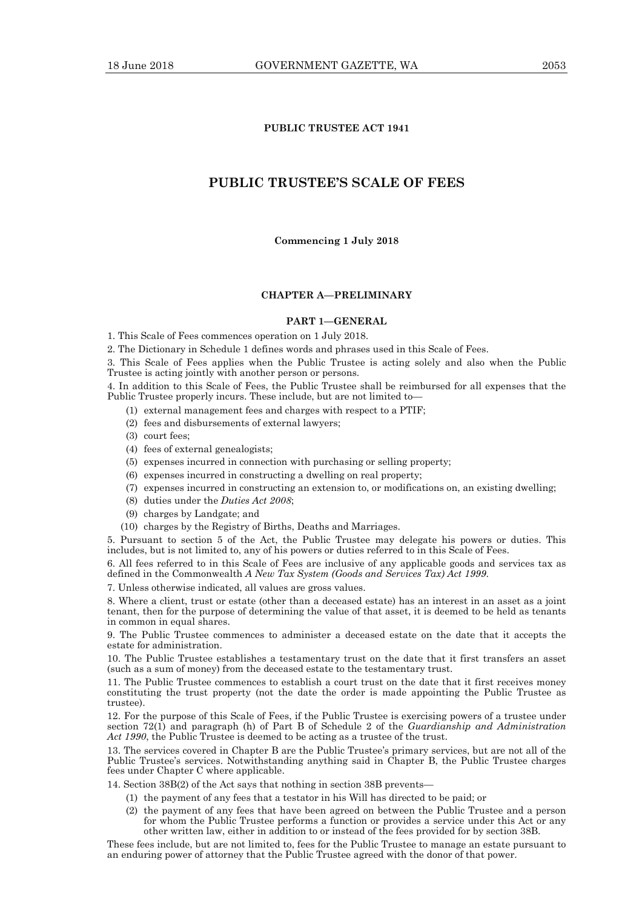**PUBLIC TRUSTEE ACT 1941**

# PUBLIC TRUSTEE'S SCALE OF FEES

**Commencing 1 July 2018**

## CHAPTER A—PRELIMINARY

### PART 1—GENERAL

1. This Scale of Fees commences operation on 1 July 2018.

2. The Dictionary in Schedule 1 defines words and phrases used in this Scale of Fees.

3. This Scale of Fees applies when the Public Trustee is acting solely and also when the Public Trustee is acting jointly with another person or persons.

4. In addition to this Scale of Fees, the Public Trustee shall be reimbursed for all expenses that the Public Trustee properly incurs. These include, but are not limited to—

- (1) external management fees and charges with respect to a PTIF;
- (2) fees and disbursements of external lawyers;
- (3) court fees;
- (4) fees of external genealogists;
- (5) expenses incurred in connection with purchasing or selling property;
- (6) expenses incurred in constructing a dwelling on real property;
- (7) expenses incurred in constructing an extension to, or modifications on, an existing dwelling;
- (8) duties under the *Duties Act 2008*;
- (9) charges by Landgate; and
- (10) charges by the Registry of Births, Deaths and Marriages.

5. Pursuant to section 5 of the Act, the Public Trustee may delegate his powers or duties. This includes, but is not limited to, any of his powers or duties referred to in this Scale of Fees.

6. All fees referred to in this Scale of Fees are inclusive of any applicable goods and services tax as defined in the Commonwealth *A New Tax System (Goods and Services Tax) Act 1999*.

7. Unless otherwise indicated, all values are gross values.

8. Where a client, trust or estate (other than a deceased estate) has an interest in an asset as a joint tenant, then for the purpose of determining the value of that asset, it is deemed to be held as tenants in common in equal shares.

9. The Public Trustee commences to administer a deceased estate on the date that it accepts the estate for administration.

10. The Public Trustee establishes a testamentary trust on the date that it first transfers an asset (such as a sum of money) from the deceased estate to the testamentary trust.

11. The Public Trustee commences to establish a court trust on the date that it first receives money constituting the trust property (not the date the order is made appointing the Public Trustee as trustee).

12. For the purpose of this Scale of Fees, if the Public Trustee is exercising powers of a trustee under section 72(1) and paragraph (h) of Part B of Schedule 2 of the *Guardianship and Administration Act 1990*, the Public Trustee is deemed to be acting as a trustee of the trust.

13. The services covered in Chapter B are the Public Trustee's primary services, but are not all of the Public Trustee's services. Notwithstanding anything said in Chapter B, the Public Trustee charges fees under Chapter C where applicable.

14. Section 38B(2) of the Act says that nothing in section 38B prevents—

- (1) the payment of any fees that a testator in his Will has directed to be paid; or
- (2) the payment of any fees that have been agreed on between the Public Trustee and a person for whom the Public Trustee performs a function or provides a service under this Act or any other written law, either in addition to or instead of the fees provided for by section 38B.

These fees include, but are not limited to, fees for the Public Trustee to manage an estate pursuant to an enduring power of attorney that the Public Trustee agreed with the donor of that power.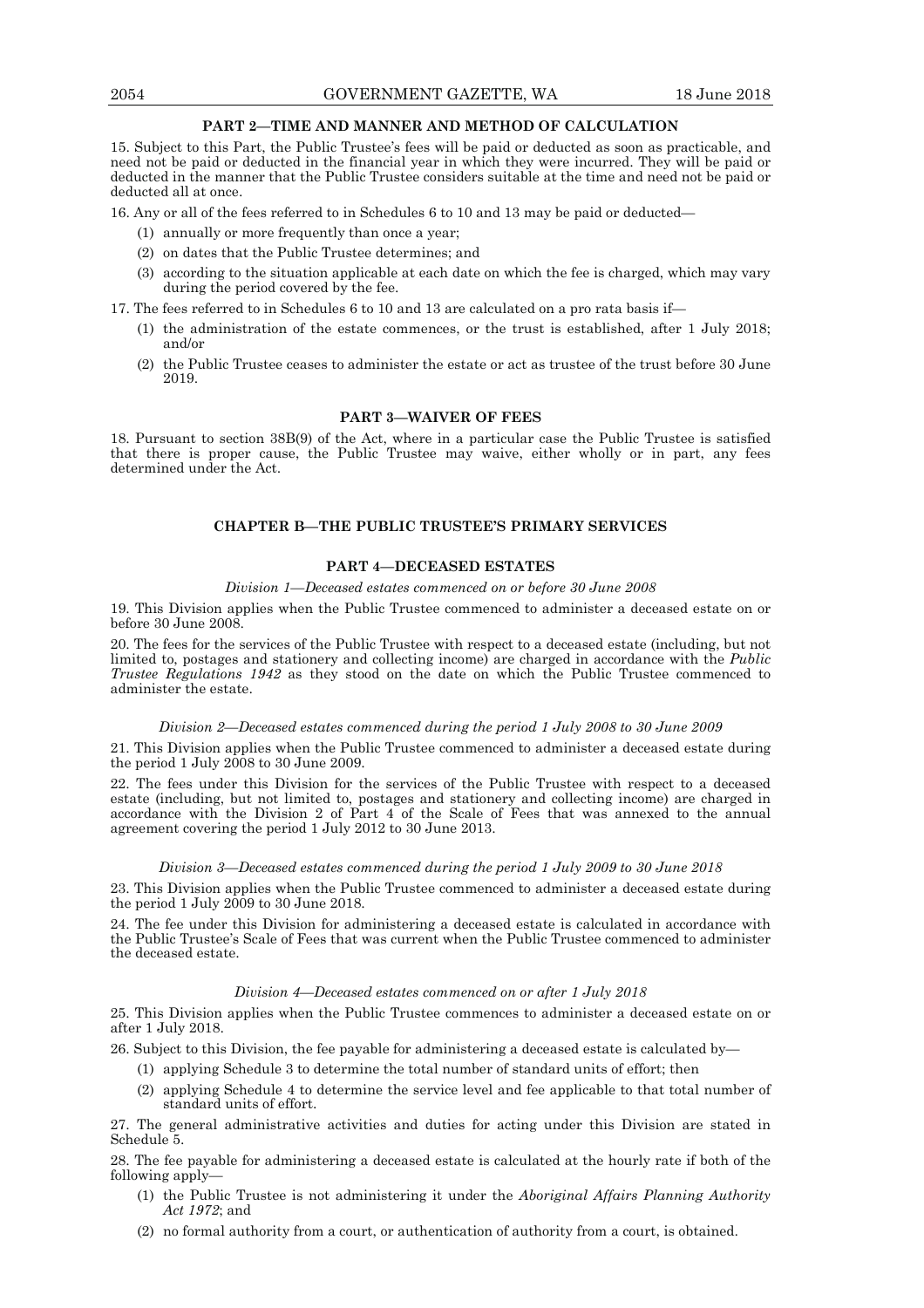## PART 2—TIME AND MANNER AND METHOD OF CALCULATION

15. Subject to this Part, the Public Trustee's fees will be paid or deducted as soon as practicable, and need not be paid or deducted in the financial year in which they were incurred. They will be paid or deducted in the manner that the Public Trustee considers suitable at the time and need not be paid or deducted all at once.

16. Any or all of the fees referred to in Schedules 6 to 10 and 13 may be paid or deducted—

(1) annually or more frequently than once a year;

(2) on dates that the Public Trustee determines; and

(3) according to the situation applicable at each date on which the fee is charged, which may vary during the period covered by the fee.

17. The fees referred to in Schedules 6 to 10 and 13 are calculated on a pro rata basis if—

(1) the administration of the estate commences, or the trust is established, after 1 July 2018; and/or

(2) the Public Trustee ceases to administer the estate or act as trustee of the trust before 30 June 2019.

## PART 3—WAIVER OF FEES

18. Pursuant to section 38B(9) of the Act, where in a particular case the Public Trustee is satisfied that there is proper cause, the Public Trustee may waive, either wholly or in part, any fees determined under the Act.

# CHAPTER B—THE PUBLIC TRUSTEE'S PRIMARY SERVICES

## PART 4—DECEASED ESTATES

### *Division 1—Deceased estates commenced on or before 30 June 2008*

19. This Division applies when the Public Trustee commenced to administer a deceased estate on or before 30 June 2008.

20. The fees for the services of the Public Trustee with respect to a deceased estate (including, but not limited to, postages and stationery and collecting income) are charged in accordance with the *Public Trustee Regulations 1942* as they stood on the date on which the Public Trustee commenced to administer the estate.

### *Division 2—Deceased estates commenced during the period 1 July 2008 to 30 June 2009*

21. This Division applies when the Public Trustee commenced to administer a deceased estate during the period 1 July 2008 to 30 June 2009.

22. The fees under this Division for the services of the Public Trustee with respect to a deceased estate (including, but not limited to, postages and stationery and collecting income) are charged in accordance with the Division 2 of Part 4 of the Scale of Fees that was annexed to the annual agreement covering the period 1 July 2012 to 30 June 2013.

### *Division 3—Deceased estates commenced during the period 1 July 2009 to 30 June 2018*

23. This Division applies when the Public Trustee commenced to administer a deceased estate during the period 1 July 2009 to 30 June 2018.

24. The fee under this Division for administering a deceased estate is calculated in accordance with the Public Trustee's Scale of Fees that was current when the Public Trustee commenced to administer the deceased estate.

### *Division 4—Deceased estates commenced on or after 1 July 2018*

25. This Division applies when the Public Trustee commences to administer a deceased estate on or after 1 July 2018.

26. Subject to this Division, the fee payable for administering a deceased estate is calculated by—

(1) applying Schedule 3 to determine the total number of standard units of effort; then

(2) applying Schedule 4 to determine the service level and fee applicable to that total number of standard units of effort.

27. The general administrative activities and duties for acting under this Division are stated in Schedule 5.

28. The fee payable for administering a deceased estate is calculated at the hourly rate if both of the following apply—

(1) the Public Trustee is not administering it under the *Aboriginal Affairs Planning Authority Act 1972*; and

(2) no formal authority from a court, or authentication of authority from a court, is obtained.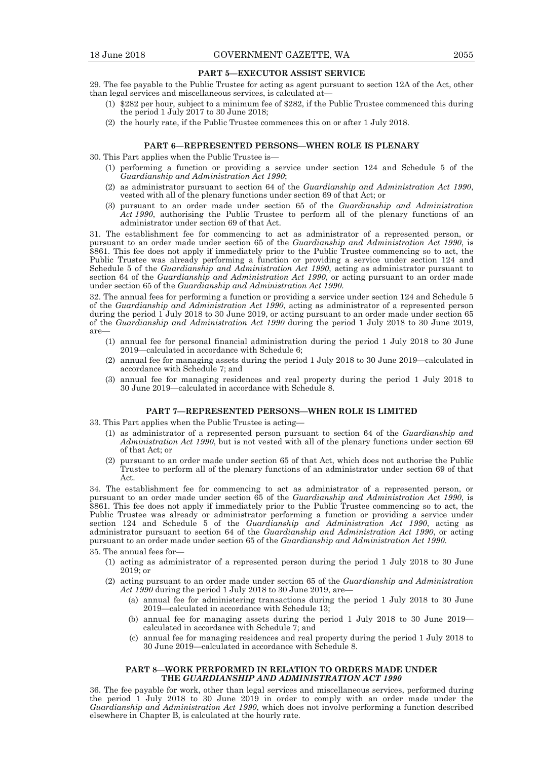## PART 5—EXECUTOR ASSIST SERVICE

29. The fee payable to the Public Trustee for acting as agent pursuant to section 12A of the Act, other than legal services and miscellaneous services, is calculated at—

(1) $282 per hour, subject to a minimum fee of $282, if the Public Trustee commenced this during the period 1 July 2017 to 30 June 2018;

(2) the hourly rate, if the Public Trustee commences this on or after 1 July 2018.

## PART 6—REPRESENTED PERSONS—WHEN ROLE IS PLENARY

30. This Part applies when the Public Trustee is—

(1) performing a function or providing a service under section 124 and Schedule 5 of the *Guardianship and Administration Act 1990*;

(2) as administrator pursuant to section 64 of the *Guardianship and Administration Act 1990*, vested with all of the plenary functions under section 69 of that Act; or

(3) pursuant to an order made under section 65 of the *Guardianship and Administration Act 1990*, authorising the Public Trustee to perform all of the plenary functions of an administrator under section 69 of that Act.

31. The establishment fee for commencing to act as administrator of a represented person, or pursuant to an order made under section 65 of the *Guardianship and Administration Act 1990*, is $861. This fee does not apply if immediately prior to the Public Trustee commencing so to act, the Public Trustee was already performing a function or providing a service under section 124 and Schedule 5 of the *Guardianship and Administration Act 1990*, acting as administrator pursuant to section 64 of the *Guardianship and Administration Act 1990*, or acting pursuant to an order made under section 65 of the *Guardianship and Administration Act 1990*.

32. The annual fees for performing a function or providing a service under section 124 and Schedule 5 of the *Guardianship and Administration Act 1990*, acting as administrator of a represented person during the period 1 July 2018 to 30 June 2019, or acting pursuant to an order made under section 65 of the *Guardianship and Administration Act 1990* during the period 1 July 2018 to 30 June 2019, are—

(1) annual fee for personal financial administration during the period 1 July 2018 to 30 June 2019—calculated in accordance with Schedule 6;

(2) annual fee for managing assets during the period 1 July 2018 to 30 June 2019—calculated in accordance with Schedule 7; and

(3) annual fee for managing residences and real property during the period 1 July 2018 to 30 June 2019—calculated in accordance with Schedule 8.

## PART 7—REPRESENTED PERSONS—WHEN ROLE IS LIMITED

33. This Part applies when the Public Trustee is acting—

(1) as administrator of a represented person pursuant to section 64 of the *Guardianship and Administration Act 1990*, but is not vested with all of the plenary functions under section 69 of that Act; or

(2) pursuant to an order made under section 65 of that Act, which does not authorise the Public Trustee to perform all of the plenary functions of an administrator under section 69 of that Act.

34. The establishment fee for commencing to act as administrator of a represented person, or pursuant to an order made under section 65 of the *Guardianship and Administration Act 1990*, is $861. This fee does not apply if immediately prior to the Public Trustee commencing so to act, the Public Trustee was already or administrator performing a function or providing a service under section 124 and Schedule 5 of the *Guardianship and Administration Act 1990*, acting as administrator pursuant to section 64 of the *Guardianship and Administration Act 1990*, or acting pursuant to an order made under section 65 of the *Guardianship and Administration Act 1990*.

35. The annual fees for—

(1) acting as administrator of a represented person during the period 1 July 2018 to 30 June 2019; or

(2) acting pursuant to an order made under section 65 of the *Guardianship and Administration Act 1990* during the period 1 July 2018 to 30 June 2019, are—

  (a) annual fee for administering transactions during the period 1 July 2018 to 30 June 2019—calculated in accordance with Schedule 13;

  (b) annual fee for managing assets during the period 1 July 2018 to 30 June 2019—calculated in accordance with Schedule 7; and

  (c) annual fee for managing residences and real property during the period 1 July 2018 to 30 June 2019—calculated in accordance with Schedule 8.

## PART 8—WORK PERFORMED IN RELATION TO ORDERS MADE UNDER THE *GUARDIANSHIP AND ADMINISTRATION ACT 1990*

36. The fee payable for work, other than legal services and miscellaneous services, performed during the period 1 July 2018 to 30 June 2019 in order to comply with an order made under the *Guardianship and Administration Act 1990*, which does not involve performing a function described elsewhere in Chapter B, is calculated at the hourly rate.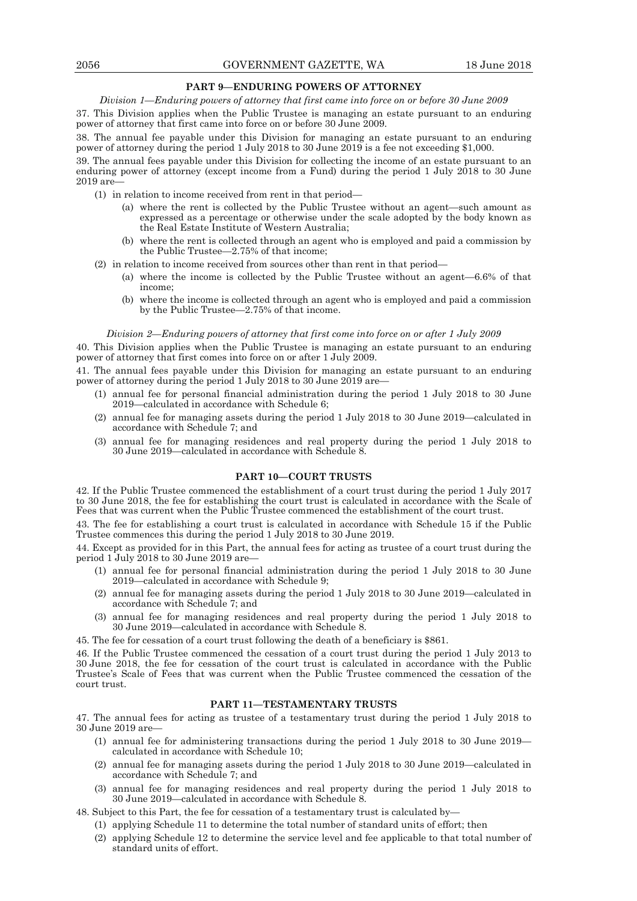## PART 9—ENDURING POWERS OF ATTORNEY

*Division 1—Enduring powers of attorney that first came into force on or before 30 June 2009*

37. This Division applies when the Public Trustee is managing an estate pursuant to an enduring power of attorney that first came into force on or before 30 June 2009.

38. The annual fee payable under this Division for managing an estate pursuant to an enduring power of attorney during the period 1 July 2018 to 30 June 2019 is a fee not exceeding $1,000.

39. The annual fees payable under this Division for collecting the income of an estate pursuant to an enduring power of attorney (except income from a Fund) during the period 1 July 2018 to 30 June 2019 are—

(1) in relation to income received from rent in that period—

(a) where the rent is collected by the Public Trustee without an agent—such amount as expressed as a percentage or otherwise under the scale adopted by the body known as the Real Estate Institute of Western Australia;

(b) where the rent is collected through an agent who is employed and paid a commission by the Public Trustee—2.75% of that income;

(2) in relation to income received from sources other than rent in that period—

(a) where the income is collected by the Public Trustee without an agent—6.6% of that income;

(b) where the income is collected through an agent who is employed and paid a commission by the Public Trustee—2.75% of that income.

*Division 2—Enduring powers of attorney that first come into force on or after 1 July 2009*

40. This Division applies when the Public Trustee is managing an estate pursuant to an enduring power of attorney that first comes into force on or after 1 July 2009.

41. The annual fees payable under this Division for managing an estate pursuant to an enduring power of attorney during the period 1 July 2018 to 30 June 2019 are—

(1) annual fee for personal financial administration during the period 1 July 2018 to 30 June 2019—calculated in accordance with Schedule 6;

(2) annual fee for managing assets during the period 1 July 2018 to 30 June 2019—calculated in accordance with Schedule 7; and

(3) annual fee for managing residences and real property during the period 1 July 2018 to 30 June 2019—calculated in accordance with Schedule 8.

## PART 10—COURT TRUSTS

42. If the Public Trustee commenced the establishment of a court trust during the period 1 July 2017 to 30 June 2018, the fee for establishing the court trust is calculated in accordance with the Scale of Fees that was current when the Public Trustee commenced the establishment of the court trust.

43. The fee for establishing a court trust is calculated in accordance with Schedule 15 if the Public Trustee commences this during the period 1 July 2018 to 30 June 2019.

44. Except as provided for in this Part, the annual fees for acting as trustee of a court trust during the period 1 July 2018 to 30 June 2019 are—

(1) annual fee for personal financial administration during the period 1 July 2018 to 30 June 2019—calculated in accordance with Schedule 9;

(2) annual fee for managing assets during the period 1 July 2018 to 30 June 2019—calculated in accordance with Schedule 7; and

(3) annual fee for managing residences and real property during the period 1 July 2018 to 30 June 2019—calculated in accordance with Schedule 8.

45. The fee for cessation of a court trust following the death of a beneficiary is $861.

46. If the Public Trustee commenced the cessation of a court trust during the period 1 July 2013 to 30 June 2018, the fee for cessation of the court trust is calculated in accordance with the Public Trustee's Scale of Fees that was current when the Public Trustee commenced the cessation of the court trust.

## PART 11—TESTAMENTARY TRUSTS

47. The annual fees for acting as trustee of a testamentary trust during the period 1 July 2018 to 30 June 2019 are—

(1) annual fee for administering transactions during the period 1 July 2018 to 30 June 2019—calculated in accordance with Schedule 10;

(2) annual fee for managing assets during the period 1 July 2018 to 30 June 2019—calculated in accordance with Schedule 7; and

(3) annual fee for managing residences and real property during the period 1 July 2018 to 30 June 2019—calculated in accordance with Schedule 8.

48. Subject to this Part, the fee for cessation of a testamentary trust is calculated by—

(1) applying Schedule 11 to determine the total number of standard units of effort; then

(2) applying Schedule 12 to determine the service level and fee applicable to that total number of standard units of effort.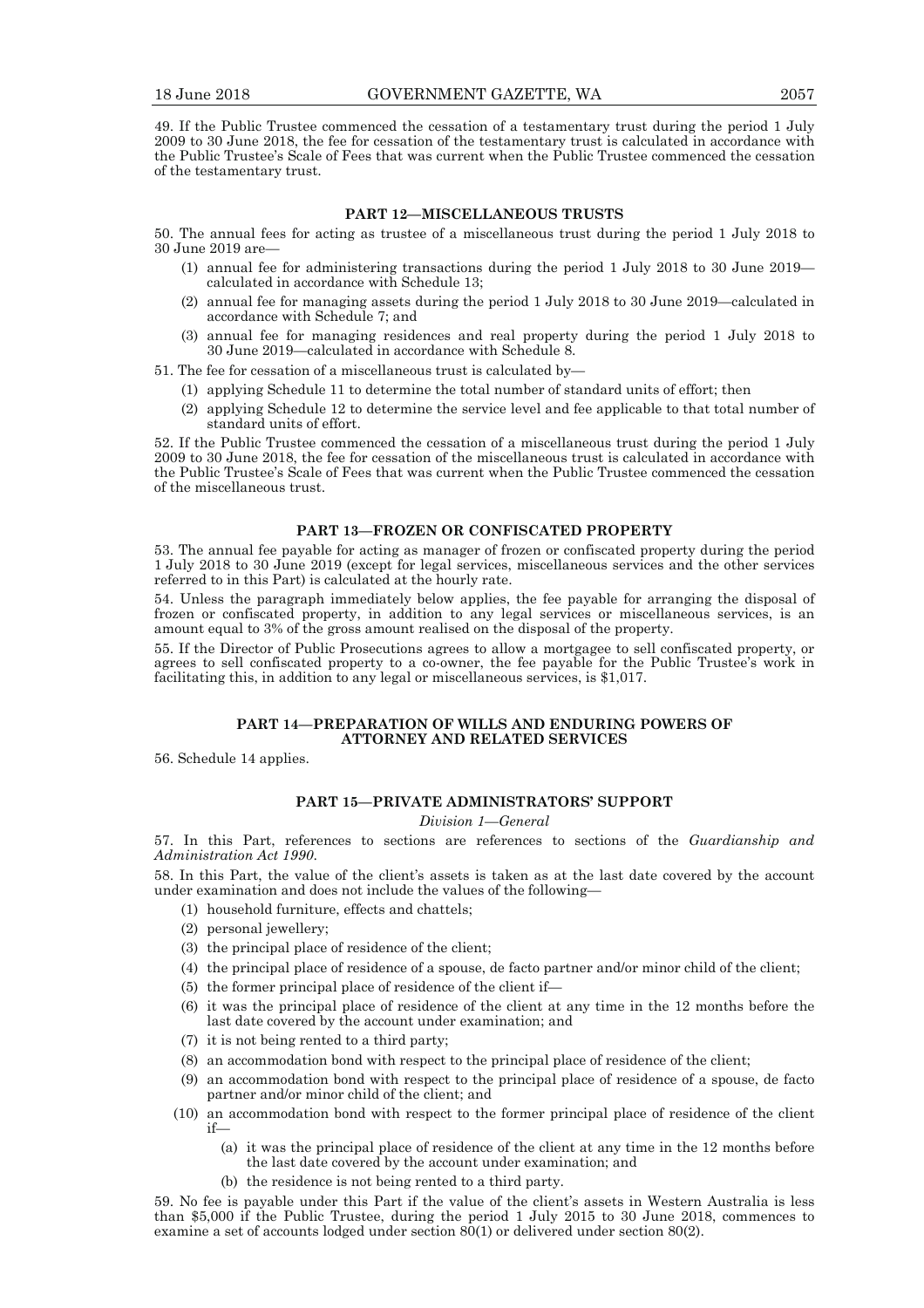49. If the Public Trustee commenced the cessation of a testamentary trust during the period 1 July 2009 to 30 June 2018, the fee for cessation of the testamentary trust is calculated in accordance with the Public Trustee's Scale of Fees that was current when the Public Trustee commenced the cessation of the testamentary trust.

## PART 12—MISCELLANEOUS TRUSTS

50. The annual fees for acting as trustee of a miscellaneous trust during the period 1 July 2018 to 30 June 2019 are—

(1) annual fee for administering transactions during the period 1 July 2018 to 30 June 2019—calculated in accordance with Schedule 13;

(2) annual fee for managing assets during the period 1 July 2018 to 30 June 2019—calculated in accordance with Schedule 7; and

(3) annual fee for managing residences and real property during the period 1 July 2018 to 30 June 2019—calculated in accordance with Schedule 8.

51. The fee for cessation of a miscellaneous trust is calculated by—

(1) applying Schedule 11 to determine the total number of standard units of effort; then

(2) applying Schedule 12 to determine the service level and fee applicable to that total number of standard units of effort.

52. If the Public Trustee commenced the cessation of a miscellaneous trust during the period 1 July 2009 to 30 June 2018, the fee for cessation of the miscellaneous trust is calculated in accordance with the Public Trustee's Scale of Fees that was current when the Public Trustee commenced the cessation of the miscellaneous trust.

## PART 13—FROZEN OR CONFISCATED PROPERTY

53. The annual fee payable for acting as manager of frozen or confiscated property during the period 1 July 2018 to 30 June 2019 (except for legal services, miscellaneous services and the other services referred to in this Part) is calculated at the hourly rate.

54. Unless the paragraph immediately below applies, the fee payable for arranging the disposal of frozen or confiscated property, in addition to any legal services or miscellaneous services, is an amount equal to 3% of the gross amount realised on the disposal of the property.

55. If the Director of Public Prosecutions agrees to allow a mortgagee to sell confiscated property, or agrees to sell confiscated property to a co-owner, the fee payable for the Public Trustee's work in facilitating this, in addition to any legal or miscellaneous services, is $1,017.

## PART 14—PREPARATION OF WILLS AND ENDURING POWERS OF ATTORNEY AND RELATED SERVICES

56. Schedule 14 applies.

## PART 15—PRIVATE ADMINISTRATORS' SUPPORT

*Division 1—General*

57. In this Part, references to sections are references to sections of the *Guardianship and Administration Act 1990*.

58. In this Part, the value of the client's assets is taken as at the last date covered by the account under examination and does not include the values of the following—

(1) household furniture, effects and chattels;

(2) personal jewellery;

(3) the principal place of residence of the client;

(4) the principal place of residence of a spouse, de facto partner and/or minor child of the client;

(5) the former principal place of residence of the client if—

(6) it was the principal place of residence of the client at any time in the 12 months before the last date covered by the account under examination; and

(7) it is not being rented to a third party;

(8) an accommodation bond with respect to the principal place of residence of the client;

(9) an accommodation bond with respect to the principal place of residence of a spouse, de facto partner and/or minor child of the client; and

(10) an accommodation bond with respect to the former principal place of residence of the client if—

  (a) it was the principal place of residence of the client at any time in the 12 months before the last date covered by the account under examination; and

  (b) the residence is not being rented to a third party.

59. No fee is payable under this Part if the value of the client's assets in Western Australia is less than $5,000 if the Public Trustee, during the period 1 July 2015 to 30 June 2018, commences to examine a set of accounts lodged under section 80(1) or delivered under section 80(2).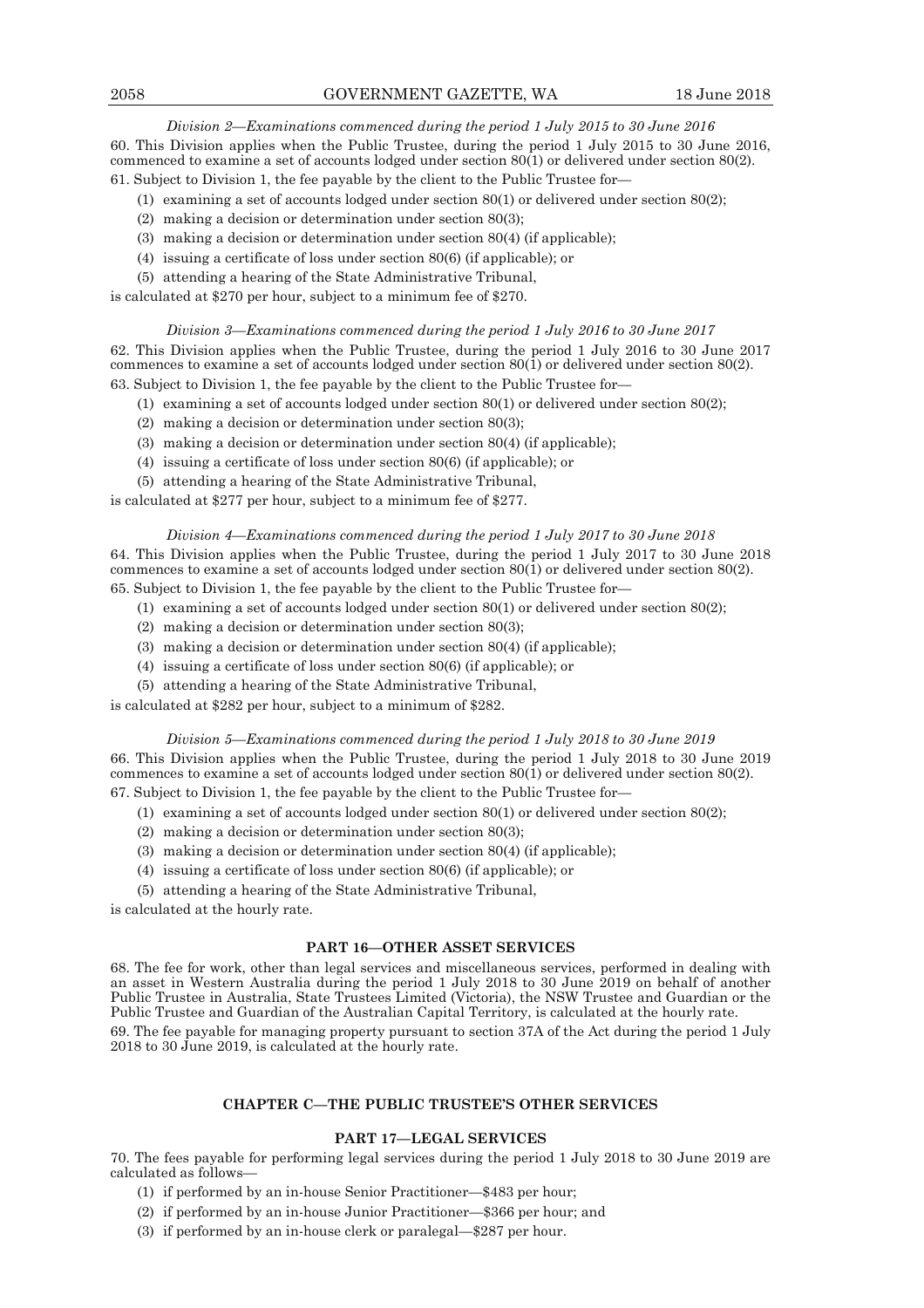*Division 2—Examinations commenced during the period 1 July 2015 to 30 June 2016*

60. This Division applies when the Public Trustee, during the period 1 July 2015 to 30 June 2016, commenced to examine a set of accounts lodged under section 80(1) or delivered under section 80(2).

61. Subject to Division 1, the fee payable by the client to the Public Trustee for—

(1) examining a set of accounts lodged under section 80(1) or delivered under section 80(2);

(2) making a decision or determination under section 80(3);

(3) making a decision or determination under section 80(4) (if applicable);

(4) issuing a certificate of loss under section 80(6) (if applicable); or

(5) attending a hearing of the State Administrative Tribunal,

is calculated at $270 per hour, subject to a minimum fee of $270.

*Division 3—Examinations commenced during the period 1 July 2016 to 30 June 2017*

62. This Division applies when the Public Trustee, during the period 1 July 2016 to 30 June 2017 commences to examine a set of accounts lodged under section 80(1) or delivered under section 80(2).

63. Subject to Division 1, the fee payable by the client to the Public Trustee for—

(1) examining a set of accounts lodged under section 80(1) or delivered under section 80(2);

(2) making a decision or determination under section 80(3);

(3) making a decision or determination under section 80(4) (if applicable);

(4) issuing a certificate of loss under section 80(6) (if applicable); or

(5) attending a hearing of the State Administrative Tribunal,

is calculated at $277 per hour, subject to a minimum fee of $277.

*Division 4—Examinations commenced during the period 1 July 2017 to 30 June 2018*

64. This Division applies when the Public Trustee, during the period 1 July 2017 to 30 June 2018 commences to examine a set of accounts lodged under section 80(1) or delivered under section 80(2).

65. Subject to Division 1, the fee payable by the client to the Public Trustee for—

(1) examining a set of accounts lodged under section 80(1) or delivered under section 80(2);

(2) making a decision or determination under section 80(3);

(3) making a decision or determination under section 80(4) (if applicable);

(4) issuing a certificate of loss under section 80(6) (if applicable); or

(5) attending a hearing of the State Administrative Tribunal,

is calculated at $282 per hour, subject to a minimum of $282.

*Division 5—Examinations commenced during the period 1 July 2018 to 30 June 2019*

66. This Division applies when the Public Trustee, during the period 1 July 2018 to 30 June 2019 commences to examine a set of accounts lodged under section 80(1) or delivered under section 80(2).

67. Subject to Division 1, the fee payable by the client to the Public Trustee for—

(1) examining a set of accounts lodged under section 80(1) or delivered under section 80(2);

(2) making a decision or determination under section 80(3);

(3) making a decision or determination under section 80(4) (if applicable);

(4) issuing a certificate of loss under section 80(6) (if applicable); or

(5) attending a hearing of the State Administrative Tribunal,

is calculated at the hourly rate.

## PART 16—OTHER ASSET SERVICES

68. The fee for work, other than legal services and miscellaneous services, performed in dealing with an asset in Western Australia during the period 1 July 2018 to 30 June 2019 on behalf of another Public Trustee in Australia, State Trustees Limited (Victoria), the NSW Trustee and Guardian or the Public Trustee and Guardian of the Australian Capital Territory, is calculated at the hourly rate.

69. The fee payable for managing property pursuant to section 37A of the Act during the period 1 July 2018 to 30 June 2019, is calculated at the hourly rate.

# CHAPTER C—THE PUBLIC TRUSTEE'S OTHER SERVICES

## PART 17—LEGAL SERVICES

70. The fees payable for performing legal services during the period 1 July 2018 to 30 June 2019 are calculated as follows—

(1) if performed by an in-house Senior Practitioner—$483 per hour;

(2) if performed by an in-house Junior Practitioner—$366 per hour; and

(3) if performed by an in-house clerk or paralegal—$287 per hour.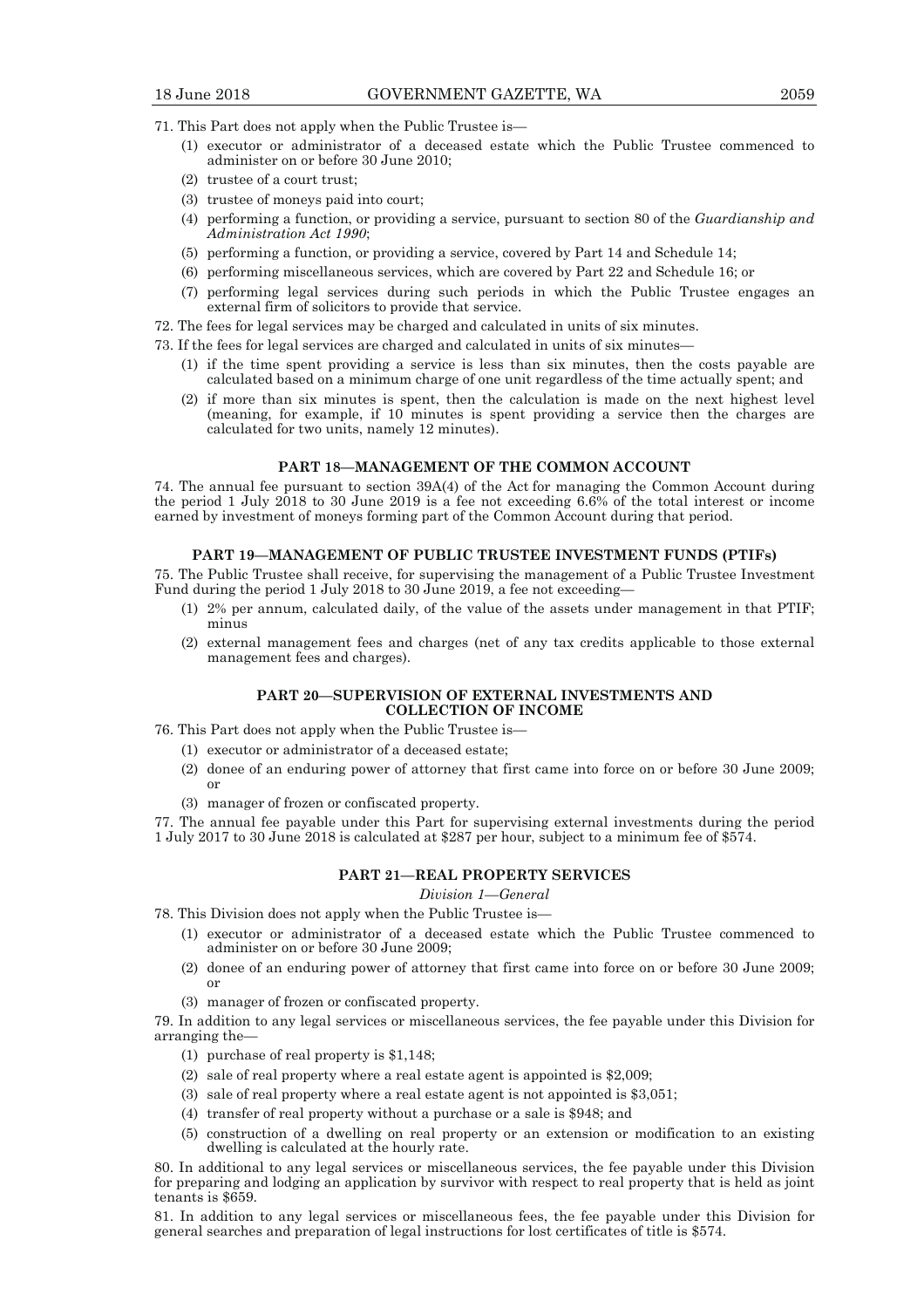71. This Part does not apply when the Public Trustee is—

(1) executor or administrator of a deceased estate which the Public Trustee commenced to administer on or before 30 June 2010;

(2) trustee of a court trust;

(3) trustee of moneys paid into court;

(4) performing a function, or providing a service, pursuant to section 80 of the *Guardianship and Administration Act 1990*;

(5) performing a function, or providing a service, covered by Part 14 and Schedule 14;

(6) performing miscellaneous services, which are covered by Part 22 and Schedule 16; or

(7) performing legal services during such periods in which the Public Trustee engages an external firm of solicitors to provide that service.

72. The fees for legal services may be charged and calculated in units of six minutes.

73. If the fees for legal services are charged and calculated in units of six minutes—

(1) if the time spent providing a service is less than six minutes, then the costs payable are calculated based on a minimum charge of one unit regardless of the time actually spent; and

(2) if more than six minutes is spent, then the calculation is made on the next highest level (meaning, for example, if 10 minutes is spent providing a service then the charges are calculated for two units, namely 12 minutes).

## PART 18—MANAGEMENT OF THE COMMON ACCOUNT

74. The annual fee pursuant to section 39A(4) of the Act for managing the Common Account during the period 1 July 2018 to 30 June 2019 is a fee not exceeding 6.6% of the total interest or income earned by investment of moneys forming part of the Common Account during that period.

## PART 19—MANAGEMENT OF PUBLIC TRUSTEE INVESTMENT FUNDS (PTIFs)

75. The Public Trustee shall receive, for supervising the management of a Public Trustee Investment Fund during the period 1 July 2018 to 30 June 2019, a fee not exceeding—

(1) 2% per annum, calculated daily, of the value of the assets under management in that PTIF; minus

(2) external management fees and charges (net of any tax credits applicable to those external management fees and charges).

## PART 20—SUPERVISION OF EXTERNAL INVESTMENTS AND COLLECTION OF INCOME

76. This Part does not apply when the Public Trustee is—

(1) executor or administrator of a deceased estate;

(2) donee of an enduring power of attorney that first came into force on or before 30 June 2009; or

(3) manager of frozen or confiscated property.

77. The annual fee payable under this Part for supervising external investments during the period 1 July 2017 to 30 June 2018 is calculated at $287 per hour, subject to a minimum fee of $574.

## PART 21—REAL PROPERTY SERVICES

*Division 1—General*

78. This Division does not apply when the Public Trustee is—

(1) executor or administrator of a deceased estate which the Public Trustee commenced to administer on or before 30 June 2009;

(2) donee of an enduring power of attorney that first came into force on or before 30 June 2009; or

(3) manager of frozen or confiscated property.

79. In addition to any legal services or miscellaneous services, the fee payable under this Division for arranging the—

(1) purchase of real property is $1,148;

(2) sale of real property where a real estate agent is appointed is $2,009;

(3) sale of real property where a real estate agent is not appointed is $3,051;

(4) transfer of real property without a purchase or a sale is $948; and

(5) construction of a dwelling on real property or an extension or modification to an existing dwelling is calculated at the hourly rate.

80. In additional to any legal services or miscellaneous services, the fee payable under this Division for preparing and lodging an application by survivor with respect to real property that is held as joint tenants is $659.

81. In addition to any legal services or miscellaneous fees, the fee payable under this Division for general searches and preparation of legal instructions for lost certificates of title is $574.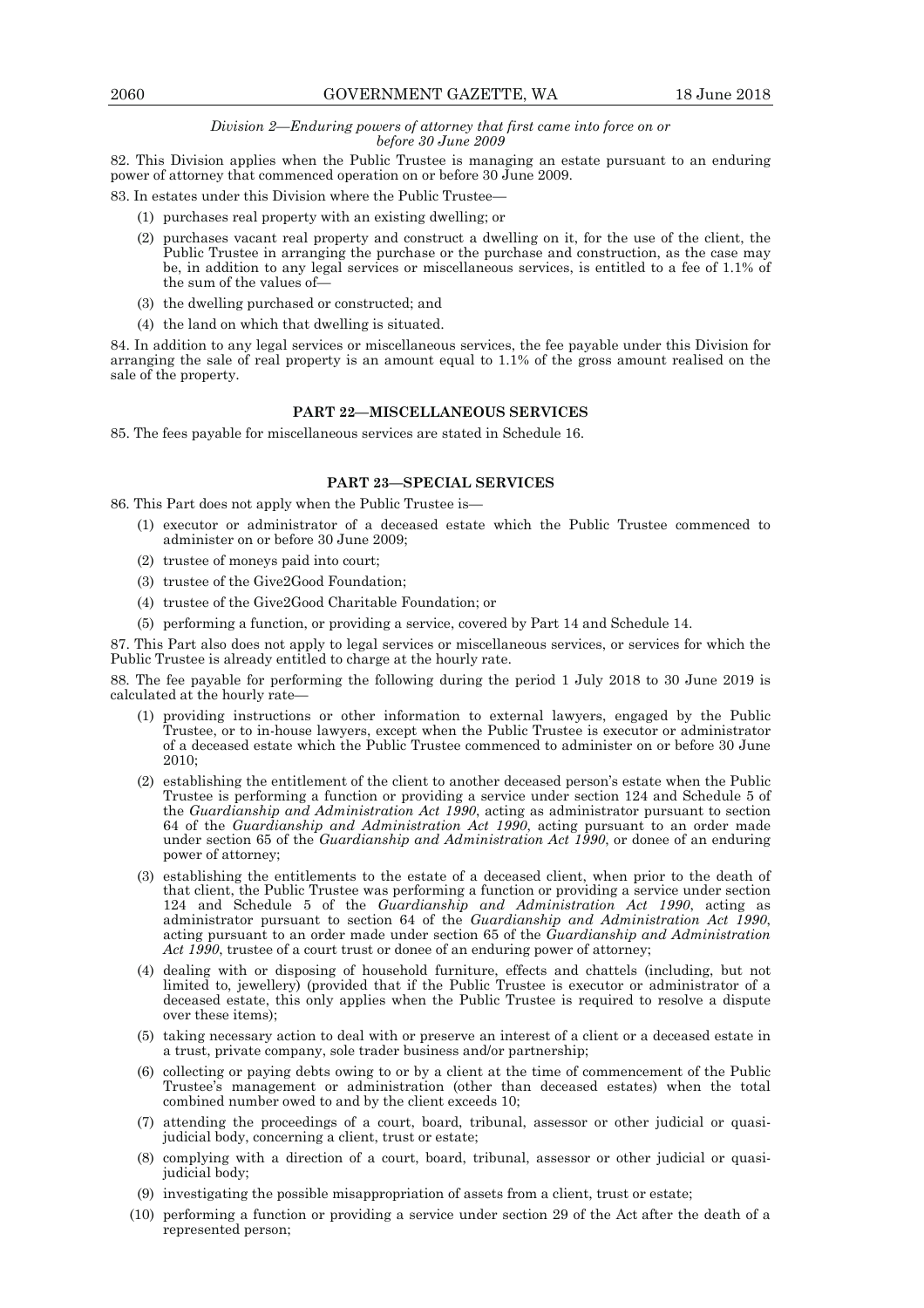*Division 2—Enduring powers of attorney that first came into force on or before 30 June 2009*

82. This Division applies when the Public Trustee is managing an estate pursuant to an enduring power of attorney that commenced operation on or before 30 June 2009.

83. In estates under this Division where the Public Trustee—

(1) purchases real property with an existing dwelling; or

(2) purchases vacant real property and construct a dwelling on it, for the use of the client, the Public Trustee in arranging the purchase or the purchase and construction, as the case may be, in addition to any legal services or miscellaneous services, is entitled to a fee of 1.1% of the sum of the values of—

(3) the dwelling purchased or constructed; and

(4) the land on which that dwelling is situated.

84. In addition to any legal services or miscellaneous services, the fee payable under this Division for arranging the sale of real property is an amount equal to 1.1% of the gross amount realised on the sale of the property.

## PART 22—MISCELLANEOUS SERVICES

85. The fees payable for miscellaneous services are stated in Schedule 16.

## PART 23—SPECIAL SERVICES

86. This Part does not apply when the Public Trustee is—

(1) executor or administrator of a deceased estate which the Public Trustee commenced to administer on or before 30 June 2009;

(2) trustee of moneys paid into court;

(3) trustee of the Give2Good Foundation;

(4) trustee of the Give2Good Charitable Foundation; or

(5) performing a function, or providing a service, covered by Part 14 and Schedule 14.

87. This Part also does not apply to legal services or miscellaneous services, or services for which the Public Trustee is already entitled to charge at the hourly rate.

88. The fee payable for performing the following during the period 1 July 2018 to 30 June 2019 is calculated at the hourly rate—

(1) providing instructions or other information to external lawyers, engaged by the Public Trustee, or to in-house lawyers, except when the Public Trustee is executor or administrator of a deceased estate which the Public Trustee commenced to administer on or before 30 June 2010;

(2) establishing the entitlement of the client to another deceased person's estate when the Public Trustee is performing a function or providing a service under section 124 and Schedule 5 of the *Guardianship and Administration Act 1990*, acting as administrator pursuant to section 64 of the *Guardianship and Administration Act 1990*, acting pursuant to an order made under section 65 of the *Guardianship and Administration Act 1990*, or donee of an enduring power of attorney;

(3) establishing the entitlements to the estate of a deceased client, when prior to the death of that client, the Public Trustee was performing a function or providing a service under section 124 and Schedule 5 of the *Guardianship and Administration Act 1990*, acting as administrator pursuant to section 64 of the *Guardianship and Administration Act 1990*, acting pursuant to an order made under section 65 of the *Guardianship and Administration Act 1990*, trustee of a court trust or donee of an enduring power of attorney;

(4) dealing with or disposing of household furniture, effects and chattels (including, but not limited to, jewellery) (provided that if the Public Trustee is executor or administrator of a deceased estate, this only applies when the Public Trustee is required to resolve a dispute over these items);

(5) taking necessary action to deal with or preserve an interest of a client or a deceased estate in a trust, private company, sole trader business and/or partnership;

(6) collecting or paying debts owing to or by a client at the time of commencement of the Public Trustee's management or administration (other than deceased estates) when the total combined number owed to and by the client exceeds 10;

(7) attending the proceedings of a court, board, tribunal, assessor or other judicial or quasi-judicial body, concerning a client, trust or estate;

(8) complying with a direction of a court, board, tribunal, assessor or other judicial or quasi-judicial body;

(9) investigating the possible misappropriation of assets from a client, trust or estate;

(10) performing a function or providing a service under section 29 of the Act after the death of a represented person;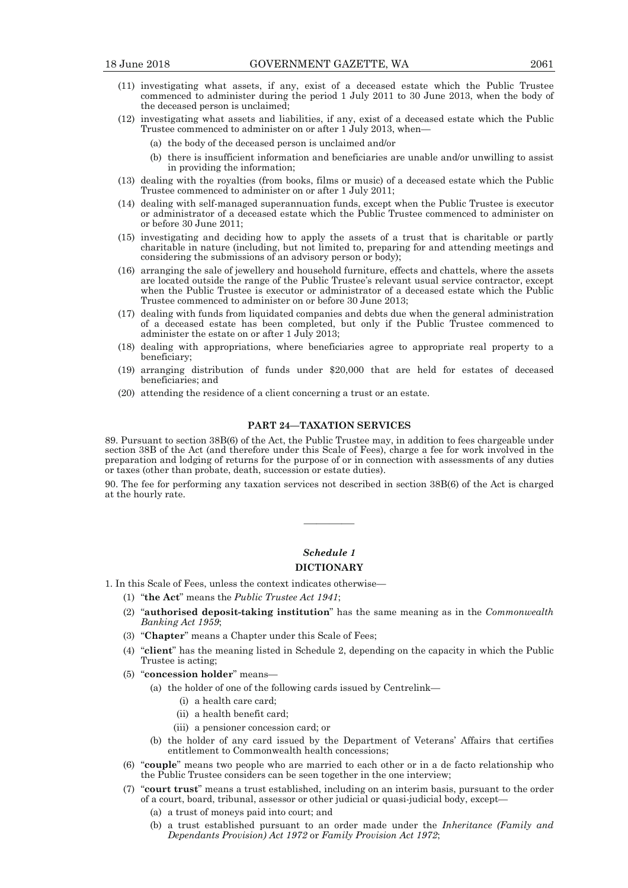(11) investigating what assets, if any, exist of a deceased estate which the Public Trustee commenced to administer during the period 1 July 2011 to 30 June 2013, when the body of the deceased person is unclaimed;

(12) investigating what assets and liabilities, if any, exist of a deceased estate which the Public Trustee commenced to administer on or after 1 July 2013, when—

(a) the body of the deceased person is unclaimed and/or

(b) there is insufficient information and beneficiaries are unable and/or unwilling to assist in providing the information;

(13) dealing with the royalties (from books, films or music) of a deceased estate which the Public Trustee commenced to administer on or after 1 July 2011;

(14) dealing with self-managed superannuation funds, except when the Public Trustee is executor or administrator of a deceased estate which the Public Trustee commenced to administer on or before 30 June 2011;

(15) investigating and deciding how to apply the assets of a trust that is charitable or partly charitable in nature (including, but not limited to, preparing for and attending meetings and considering the submissions of an advisory person or body);

(16) arranging the sale of jewellery and household furniture, effects and chattels, where the assets are located outside the range of the Public Trustee's relevant usual service contractor, except when the Public Trustee is executor or administrator of a deceased estate which the Public Trustee commenced to administer on or before 30 June 2013;

(17) dealing with funds from liquidated companies and debts due when the general administration of a deceased estate has been completed, but only if the Public Trustee commenced to administer the estate on or after 1 July 2013;

(18) dealing with appropriations, where beneficiaries agree to appropriate real property to a beneficiary;

(19) arranging distribution of funds under $20,000 that are held for estates of deceased beneficiaries; and

(20) attending the residence of a client concerning a trust or an estate.

## PART 24—TAXATION SERVICES

89. Pursuant to section 38B(6) of the Act, the Public Trustee may, in addition to fees chargeable under section 38B of the Act (and therefore under this Scale of Fees), charge a fee for work involved in the preparation and lodging of returns for the purpose of or in connection with assessments of any duties or taxes (other than probate, death, succession or estate duties).

90. The fee for performing any taxation services not described in section 38B(6) of the Act is charged at the hourly rate.

———————

## *Schedule 1*

## DICTIONARY

1. In this Scale of Fees, unless the context indicates otherwise—

(1) "**the Act**" means the *Public Trustee Act 1941*;

(2) "**authorised deposit-taking institution**" has the same meaning as in the *Commonwealth Banking Act 1959*;

(3) "**Chapter**" means a Chapter under this Scale of Fees;

(4) "**client**" has the meaning listed in Schedule 2, depending on the capacity in which the Public Trustee is acting;

(5) "**concession holder**" means—

(a) the holder of one of the following cards issued by Centrelink—

(i) a health care card;

(ii) a health benefit card;

(iii) a pensioner concession card; or

(b) the holder of any card issued by the Department of Veterans' Affairs that certifies entitlement to Commonwealth health concessions;

(6) "**couple**" means two people who are married to each other or in a de facto relationship who the Public Trustee considers can be seen together in the one interview;

(7) "**court trust**" means a trust established, including on an interim basis, pursuant to the order of a court, board, tribunal, assessor or other judicial or quasi-judicial body, except—

(a) a trust of moneys paid into court; and

(b) a trust established pursuant to an order made under the *Inheritance (Family and Dependants Provision) Act 1972* or *Family Provision Act 1972*;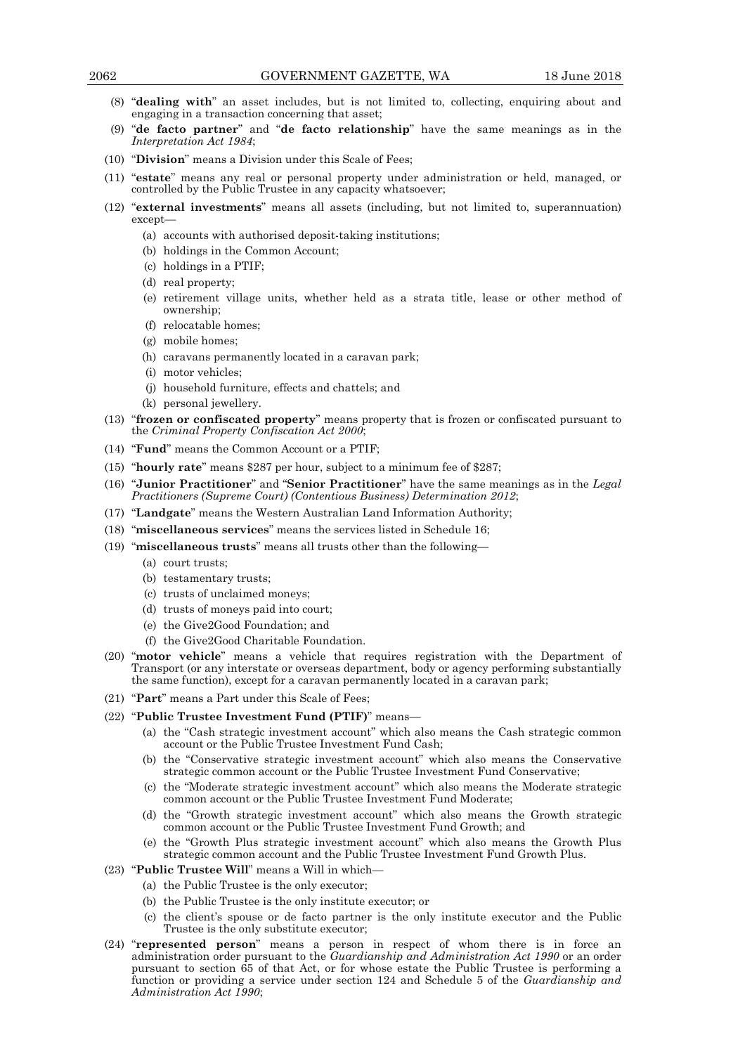(8) "**dealing with**" an asset includes, but is not limited to, collecting, enquiring about and engaging in a transaction concerning that asset;

(9) "**de facto partner**" and "**de facto relationship**" have the same meanings as in the *Interpretation Act 1984*;

(10) "**Division**" means a Division under this Scale of Fees;

(11) "**estate**" means any real or personal property under administration or held, managed, or controlled by the Public Trustee in any capacity whatsoever;

(12) "**external investments**" means all assets (including, but not limited to, superannuation) except—

- (a) accounts with authorised deposit-taking institutions;
- (b) holdings in the Common Account;
- (c) holdings in a PTIF;
- (d) real property;
- (e) retirement village units, whether held as a strata title, lease or other method of ownership;
- (f) relocatable homes;
- (g) mobile homes;
- (h) caravans permanently located in a caravan park;
- (i) motor vehicles;
- (j) household furniture, effects and chattels; and
- (k) personal jewellery.

(13) "**frozen or confiscated property**" means property that is frozen or confiscated pursuant to the *Criminal Property Confiscation Act 2000*;

(14) "**Fund**" means the Common Account or a PTIF;

(15) "**hourly rate**" means $287 per hour, subject to a minimum fee of $287;

(16) "**Junior Practitioner**" and "**Senior Practitioner**" have the same meanings as in the *Legal Practitioners (Supreme Court) (Contentious Business) Determination 2012*;

(17) "**Landgate**" means the Western Australian Land Information Authority;

(18) "**miscellaneous services**" means the services listed in Schedule 16;

(19) "**miscellaneous trusts**" means all trusts other than the following—

- (a) court trusts;
- (b) testamentary trusts;
- (c) trusts of unclaimed moneys;
- (d) trusts of moneys paid into court;
- (e) the Give2Good Foundation; and
- (f) the Give2Good Charitable Foundation.

(20) "**motor vehicle**" means a vehicle that requires registration with the Department of Transport (or any interstate or overseas department, body or agency performing substantially the same function), except for a caravan permanently located in a caravan park;

(21) "**Part**" means a Part under this Scale of Fees;

(22) "**Public Trustee Investment Fund (PTIF)**" means—

- (a) the "Cash strategic investment account" which also means the Cash strategic common account or the Public Trustee Investment Fund Cash;
- (b) the "Conservative strategic investment account" which also means the Conservative strategic common account or the Public Trustee Investment Fund Conservative;
- (c) the "Moderate strategic investment account" which also means the Moderate strategic common account or the Public Trustee Investment Fund Moderate;
- (d) the "Growth strategic investment account" which also means the Growth strategic common account or the Public Trustee Investment Fund Growth; and
- (e) the "Growth Plus strategic investment account" which also means the Growth Plus strategic common account and the Public Trustee Investment Fund Growth Plus.

(23) "**Public Trustee Will**" means a Will in which—

- (a) the Public Trustee is the only executor;
- (b) the Public Trustee is the only institute executor; or
- (c) the client's spouse or de facto partner is the only institute executor and the Public Trustee is the only substitute executor;

(24) "**represented person**" means a person in respect of whom there is in force an administration order pursuant to the *Guardianship and Administration Act 1990* or an order pursuant to section 65 of that Act, or for whose estate the Public Trustee is performing a function or providing a service under section 124 and Schedule 5 of the *Guardianship and Administration Act 1990*;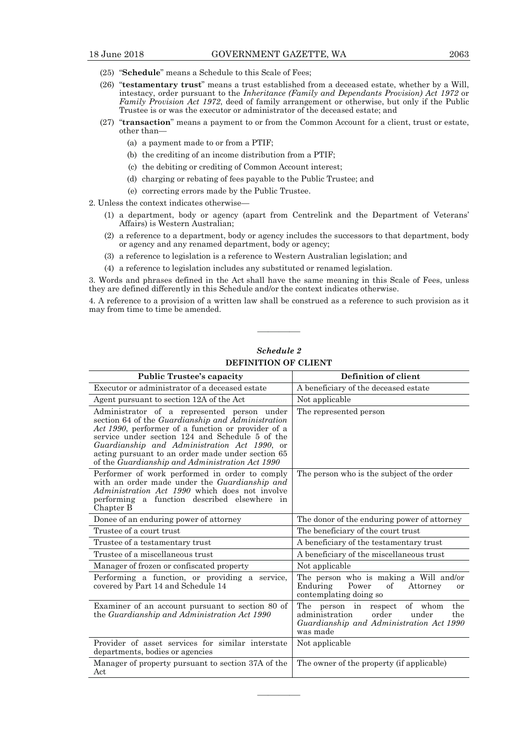(25) "**Schedule**" means a Schedule to this Scale of Fees;

(26) "**testamentary trust**" means a trust established from a deceased estate, whether by a Will, intestacy, order pursuant to the *Inheritance (Family and Dependants Provision) Act 1972* or *Family Provision Act 1972*, deed of family arrangement or otherwise, but only if the Public Trustee is or was the executor or administrator of the deceased estate; and

(27) "**transaction**" means a payment to or from the Common Account for a client, trust or estate, other than—

- (a) a payment made to or from a PTIF;
- (b) the crediting of an income distribution from a PTIF;
- (c) the debiting or crediting of Common Account interest;
- (d) charging or rebating of fees payable to the Public Trustee; and
- (e) correcting errors made by the Public Trustee.

2. Unless the context indicates otherwise—

- (1) a department, body or agency (apart from Centrelink and the Department of Veterans' Affairs) is Western Australian;
- (2) a reference to a department, body or agency includes the successors to that department, body or agency and any renamed department, body or agency;
- (3) a reference to legislation is a reference to Western Australian legislation; and
- (4) a reference to legislation includes any substituted or renamed legislation.

3. Words and phrases defined in the Act shall have the same meaning in this Scale of Fees, unless they are defined differently in this Schedule and/or the context indicates otherwise.

4. A reference to a provision of a written law shall be construed as a reference to such provision as it may from time to time be amended.

———————

## *Schedule 2*
## DEFINITION OF CLIENT

| Public Trustee's capacity | Definition of client |
|---|---|
| Executor or administrator of a deceased estate | A beneficiary of the deceased estate |
| Agent pursuant to section 12A of the Act | Not applicable |
| Administrator of a represented person under section 64 of the *Guardianship and Administration Act 1990*, performer of a function or provider of a service under section 124 and Schedule 5 of the *Guardianship and Administration Act 1990*, or acting pursuant to an order made under section 65 of the *Guardianship and Administration Act 1990* | The represented person |
| Performer of work performed in order to comply with an order made under the *Guardianship and Administration Act 1990* which does not involve performing a function described elsewhere in Chapter B | The person who is the subject of the order |
| Donee of an enduring power of attorney | The donor of the enduring power of attorney |
| Trustee of a court trust | The beneficiary of the court trust |
| Trustee of a testamentary trust | A beneficiary of the testamentary trust |
| Trustee of a miscellaneous trust | A beneficiary of the miscellaneous trust |
| Manager of frozen or confiscated property | Not applicable |
| Performing a function, or providing a service, covered by Part 14 and Schedule 14 | The person who is making a Will and/or Enduring Power of Attorney or contemplating doing so |
| Examiner of an account pursuant to section 80 of the *Guardianship and Administration Act 1990* | The person in respect of whom the administration order under the *Guardianship and Administration Act 1990* was made |
| Provider of asset services for similar interstate departments, bodies or agencies | Not applicable |
| Manager of property pursuant to section 37A of the Act | The owner of the property (if applicable) |

———————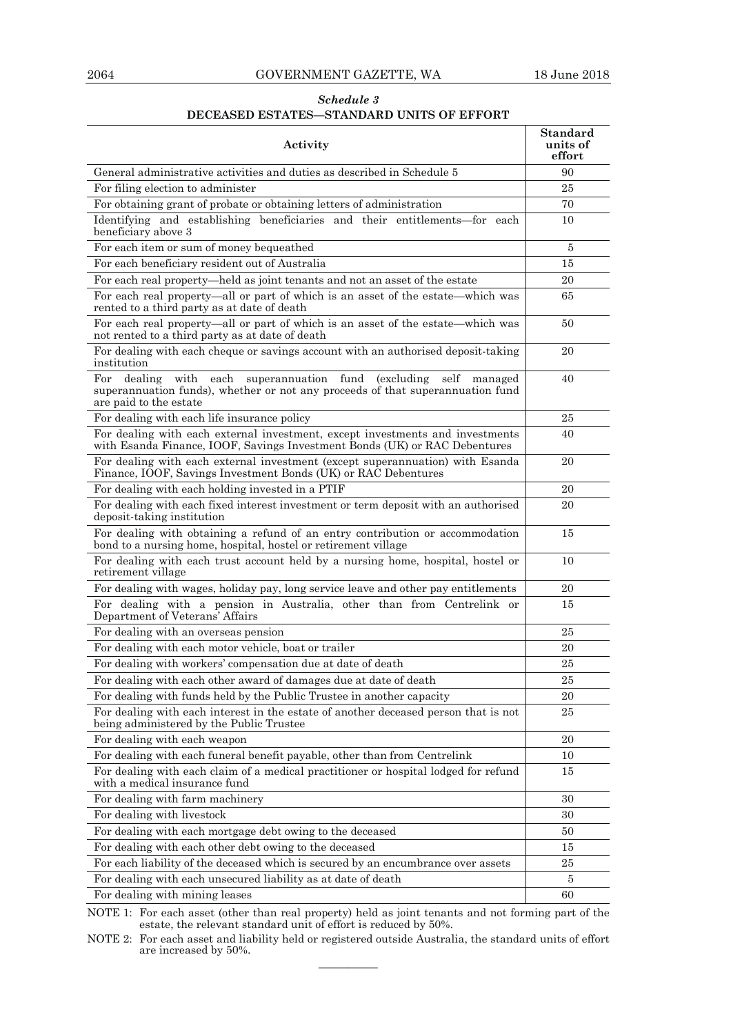*Schedule 3*

**DECEASED ESTATES—STANDARD UNITS OF EFFORT**

| Activity | Standard units of effort |
|---|---|
| General administrative activities and duties as described in Schedule 5 | 90 |
| For filing election to administer | 25 |
| For obtaining grant of probate or obtaining letters of administration | 70 |
| Identifying and establishing beneficiaries and their entitlements—for each beneficiary above 3 | 10 |
| For each item or sum of money bequeathed | 5 |
| For each beneficiary resident out of Australia | 15 |
| For each real property—held as joint tenants and not an asset of the estate | 20 |
| For each real property—all or part of which is an asset of the estate—which was rented to a third party as at date of death | 65 |
| For each real property—all or part of which is an asset of the estate—which was not rented to a third party as at date of death | 50 |
| For dealing with each cheque or savings account with an authorised deposit-taking institution | 20 |
| For dealing with each superannuation fund (excluding self managed superannuation funds), whether or not any proceeds of that superannuation fund are paid to the estate | 40 |
| For dealing with each life insurance policy | 25 |
| For dealing with each external investment, except investments and investments with Esanda Finance, IOOF, Savings Investment Bonds (UK) or RAC Debentures | 40 |
| For dealing with each external investment (except superannuation) with Esanda Finance, IOOF, Savings Investment Bonds (UK) or RAC Debentures | 20 |
| For dealing with each holding invested in a PTIF | 20 |
| For dealing with each fixed interest investment or term deposit with an authorised deposit-taking institution | 20 |
| For dealing with obtaining a refund of an entry contribution or accommodation bond to a nursing home, hospital, hostel or retirement village | 15 |
| For dealing with each trust account held by a nursing home, hospital, hostel or retirement village | 10 |
| For dealing with wages, holiday pay, long service leave and other pay entitlements | 20 |
| For dealing with a pension in Australia, other than from Centrelink or Department of Veterans' Affairs | 15 |
| For dealing with an overseas pension | 25 |
| For dealing with each motor vehicle, boat or trailer | 20 |
| For dealing with workers' compensation due at date of death | 25 |
| For dealing with each other award of damages due at date of death | 25 |
| For dealing with funds held by the Public Trustee in another capacity | 20 |
| For dealing with each interest in the estate of another deceased person that is not being administered by the Public Trustee | 25 |
| For dealing with each weapon | 20 |
| For dealing with each funeral benefit payable, other than from Centrelink | 10 |
| For dealing with each claim of a medical practitioner or hospital lodged for refund with a medical insurance fund | 15 |
| For dealing with farm machinery | 30 |
| For dealing with livestock | 30 |
| For dealing with each mortgage debt owing to the deceased | 50 |
| For dealing with each other debt owing to the deceased | 15 |
| For each liability of the deceased which is secured by an encumbrance over assets | 25 |
| For dealing with each unsecured liability as at date of death | 5 |
| For dealing with mining leases | 60 |

NOTE 1: For each asset (other than real property) held as joint tenants and not forming part of the estate, the relevant standard unit of effort is reduced by 50%.

NOTE 2: For each asset and liability held or registered outside Australia, the standard units of effort are increased by 50%.

———————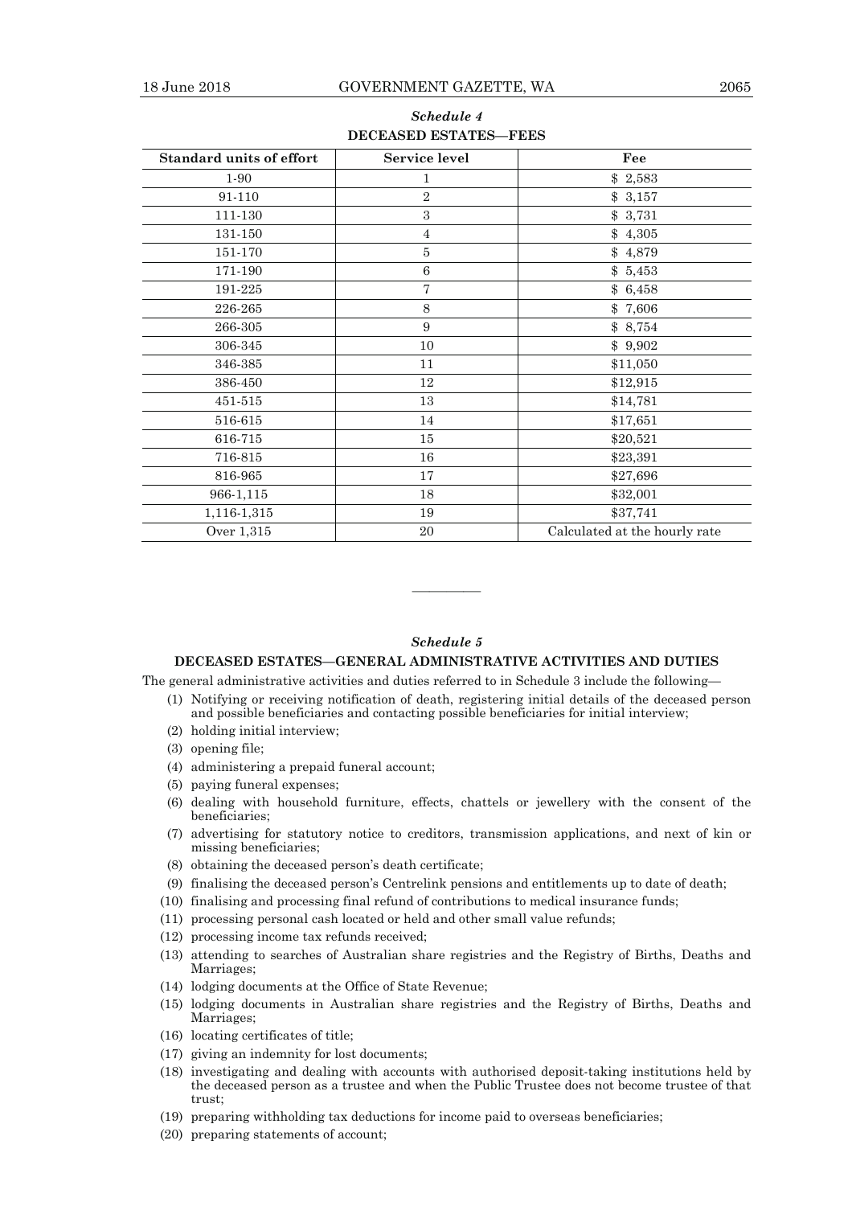## *Schedule 4*

**DECEASED ESTATES—FEES**

| Standard units of effort | Service level | Fee |
|---|---|---|
| 1-90 | 1 | $ 2,583 |
| 91-110 | 2 | $ 3,157 |
| 111-130 | 3 | $ 3,731 |
| 131-150 | 4 | $ 4,305 |
| 151-170 | 5 | $ 4,879 |
| 171-190 | 6 | $ 5,453 |
| 191-225 | 7 | $ 6,458 |
| 226-265 | 8 | $ 7,606 |
| 266-305 | 9 | $ 8,754 |
| 306-345 | 10 | $ 9,902 |
| 346-385 | 11 | $11,050 |
| 386-450 | 12 | $12,915 |
| 451-515 | 13 | $14,781 |
| 516-615 | 14 | $17,651 |
| 616-715 | 15 | $20,521 |
| 716-815 | 16 | $23,391 |
| 816-965 | 17 | $27,696 |
| 966-1,115 | 18 | $32,001 |
| 1,116-1,315 | 19 | $37,741 |
| Over 1,315 | 20 | Calculated at the hourly rate |

———————

## *Schedule 5*

**DECEASED ESTATES—GENERAL ADMINISTRATIVE ACTIVITIES AND DUTIES**

The general administrative activities and duties referred to in Schedule 3 include the following—

(1) Notifying or receiving notification of death, registering initial details of the deceased person and possible beneficiaries and contacting possible beneficiaries for initial interview;

(2) holding initial interview;

(3) opening file;

(4) administering a prepaid funeral account;

(5) paying funeral expenses;

(6) dealing with household furniture, effects, chattels or jewellery with the consent of the beneficiaries;

(7) advertising for statutory notice to creditors, transmission applications, and next of kin or missing beneficiaries;

(8) obtaining the deceased person's death certificate;

(9) finalising the deceased person's Centrelink pensions and entitlements up to date of death;

(10) finalising and processing final refund of contributions to medical insurance funds;

(11) processing personal cash located or held and other small value refunds;

(12) processing income tax refunds received;

(13) attending to searches of Australian share registries and the Registry of Births, Deaths and Marriages;

(14) lodging documents at the Office of State Revenue;

(15) lodging documents in Australian share registries and the Registry of Births, Deaths and Marriages;

(16) locating certificates of title;

(17) giving an indemnity for lost documents;

(18) investigating and dealing with accounts with authorised deposit-taking institutions held by the deceased person as a trustee and when the Public Trustee does not become trustee of that trust;

(19) preparing withholding tax deductions for income paid to overseas beneficiaries;

(20) preparing statements of account;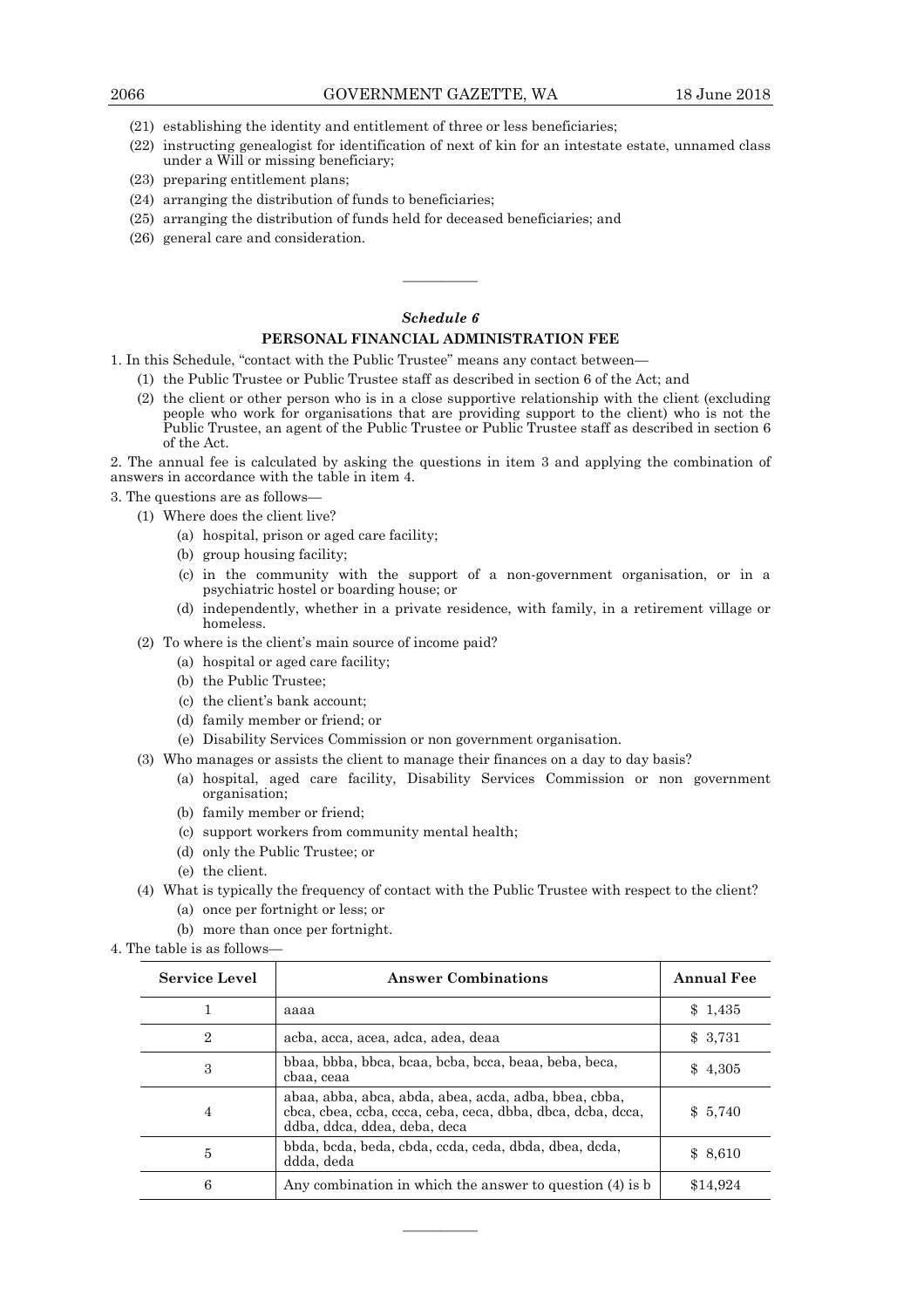(21) establishing the identity and entitlement of three or less beneficiaries;

(22) instructing genealogist for identification of next of kin for an intestate estate, unnamed class under a Will or missing beneficiary;

(23) preparing entitlement plans;

(24) arranging the distribution of funds to beneficiaries;

(25) arranging the distribution of funds held for deceased beneficiaries; and

(26) general care and consideration.

---

### *Schedule 6*

### PERSONAL FINANCIAL ADMINISTRATION FEE

1. In this Schedule, "contact with the Public Trustee" means any contact between—

   (1) the Public Trustee or Public Trustee staff as described in section 6 of the Act; and

   (2) the client or other person who is in a close supportive relationship with the client (excluding people who work for organisations that are providing support to the client) who is not the Public Trustee, an agent of the Public Trustee or Public Trustee staff as described in section 6 of the Act.

2. The annual fee is calculated by asking the questions in item 3 and applying the combination of answers in accordance with the table in item 4.

3. The questions are as follows—

   (1) Where does the client live?

      (a) hospital, prison or aged care facility;

      (b) group housing facility;

      (c) in the community with the support of a non-government organisation, or in a psychiatric hostel or boarding house; or

      (d) independently, whether in a private residence, with family, in a retirement village or homeless.

   (2) To where is the client's main source of income paid?

      (a) hospital or aged care facility;

      (b) the Public Trustee;

      (c) the client's bank account;

      (d) family member or friend; or

      (e) Disability Services Commission or non government organisation.

   (3) Who manages or assists the client to manage their finances on a day to day basis?

      (a) hospital, aged care facility, Disability Services Commission or non government organisation;

      (b) family member or friend;

      (c) support workers from community mental health;

      (d) only the Public Trustee; or

      (e) the client.

   (4) What is typically the frequency of contact with the Public Trustee with respect to the client?

      (a) once per fortnight or less; or

      (b) more than once per fortnight.

4. The table is as follows—

| Service Level | Answer Combinations | Annual Fee |
|---|---|---|
| 1 | aaaa | $ 1,435 |
| 2 | acba, acca, acea, adca, adea, deaa | $ 3,731 |
| 3 | bbaa, bbba, bbca, bcaa, bcba, bcca, beaa, beba, beca, cbaa, ceaa | $ 4,305 |
| 4 | abaa, abba, abca, abda, abea, acda, adba, bbea, cbba, cbca, cbea, ccba, ccca, ceba, ceca, dbba, dbca, dcba, dcca, ddba, ddca, ddea, deba, deca | $ 5,740 |
| 5 | bbda, bcda, beda, cbda, ccda, ceda, dbda, dbea, dcda, ddda, deda | $ 8,610 |
| 6 | Any combination in which the answer to question (4) is b | $14,924 |

---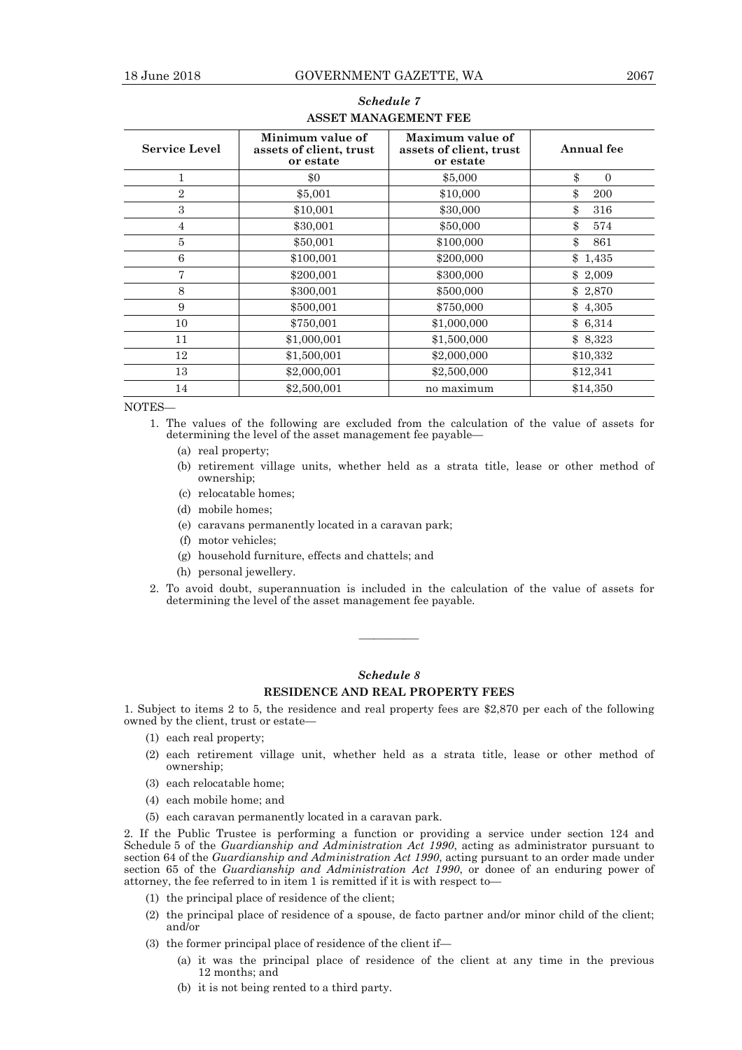*Schedule 7*

**ASSET MANAGEMENT FEE**

| Service Level | Minimum value of assets of client, trust or estate | Maximum value of assets of client, trust or estate | Annual fee |
|---|---|---|---|
| 1 | $0 | $5,000 | $ 0 |
| 2 | $5,001 | $10,000 | $ 200 |
| 3 | $10,001 | $30,000 | $ 316 |
| 4 | $30,001 | $50,000 | $ 574 |
| 5 | $50,001 | $100,000 | $ 861 |
| 6 | $100,001 | $200,000 | $ 1,435 |
| 7 | $200,001 | $300,000 | $ 2,009 |
| 8 | $300,001 | $500,000 | $ 2,870 |
| 9 | $500,001 | $750,000 | $ 4,305 |
| 10 | $750,001 | $1,000,000 | $ 6,314 |
| 11 | $1,000,001 | $1,500,000 | $ 8,323 |
| 12 | $1,500,001 | $2,000,000 | $10,332 |
| 13 | $2,000,001 | $2,500,000 | $12,341 |
| 14 | $2,500,001 | no maximum | $14,350 |

NOTES—

1. The values of the following are excluded from the calculation of the value of assets for determining the level of the asset management fee payable—
   - (a) real property;
   - (b) retirement village units, whether held as a strata title, lease or other method of ownership;
   - (c) relocatable homes;
   - (d) mobile homes;
   - (e) caravans permanently located in a caravan park;
   - (f) motor vehicles;
   - (g) household furniture, effects and chattels; and
   - (h) personal jewellery.
2. To avoid doubt, superannuation is included in the calculation of the value of assets for determining the level of the asset management fee payable.

———————

*Schedule 8*

**RESIDENCE AND REAL PROPERTY FEES**

1. Subject to items 2 to 5, the residence and real property fees are $2,870 per each of the following owned by the client, trust or estate—

   - (1) each real property;
   - (2) each retirement village unit, whether held as a strata title, lease or other method of ownership;
   - (3) each relocatable home;
   - (4) each mobile home; and
   - (5) each caravan permanently located in a caravan park.

2. If the Public Trustee is performing a function or providing a service under section 124 and Schedule 5 of the *Guardianship and Administration Act 1990*, acting as administrator pursuant to section 64 of the *Guardianship and Administration Act 1990*, acting pursuant to an order made under section 65 of the *Guardianship and Administration Act 1990*, or donee of an enduring power of attorney, the fee referred to in item 1 is remitted if it is with respect to—

   - (1) the principal place of residence of the client;
   - (2) the principal place of residence of a spouse, de facto partner and/or minor child of the client; and/or
   - (3) the former principal place of residence of the client if—
     - (a) it was the principal place of residence of the client at any time in the previous 12 months; and
     - (b) it is not being rented to a third party.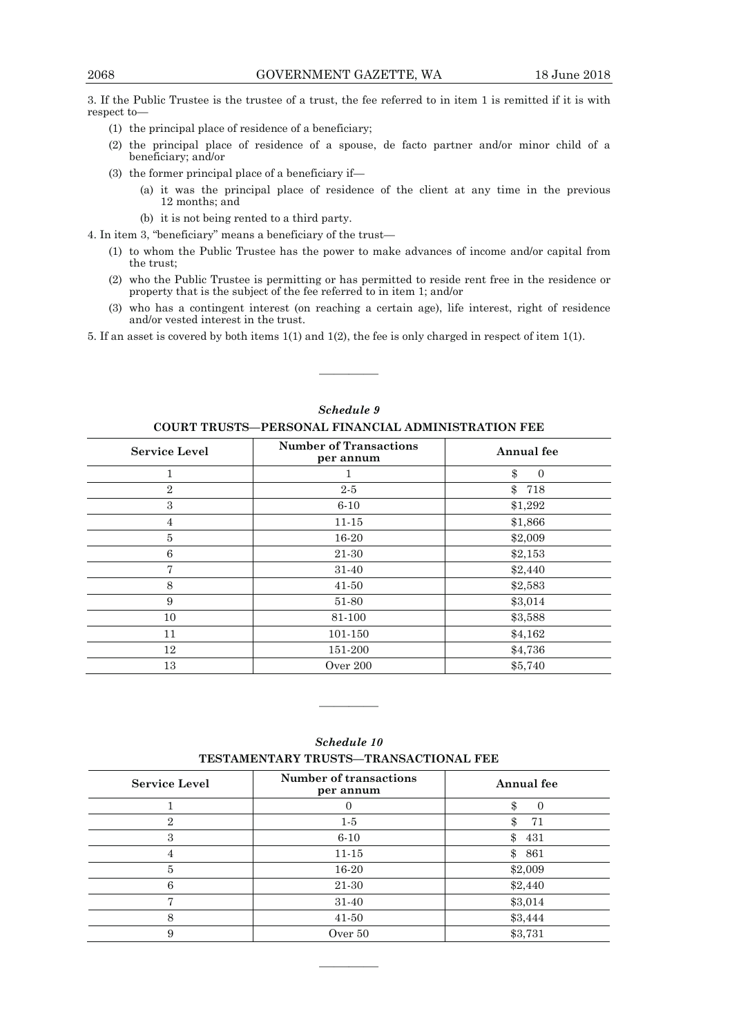3. If the Public Trustee is the trustee of a trust, the fee referred to in item 1 is remitted if it is with respect to—

(1) the principal place of residence of a beneficiary;

(2) the principal place of residence of a spouse, de facto partner and/or minor child of a beneficiary; and/or

(3) the former principal place of a beneficiary if—

(a) it was the principal place of residence of the client at any time in the previous 12 months; and

(b) it is not being rented to a third party.

4. In item 3, "beneficiary" means a beneficiary of the trust—

(1) to whom the Public Trustee has the power to make advances of income and/or capital from the trust;

(2) who the Public Trustee is permitting or has permitted to reside rent free in the residence or property that is the subject of the fee referred to in item 1; and/or

(3) who has a contingent interest (on reaching a certain age), life interest, right of residence and/or vested interest in the trust.

5. If an asset is covered by both items 1(1) and 1(2), the fee is only charged in respect of item 1(1).

---

*Schedule 9*

**COURT TRUSTS—PERSONAL FINANCIAL ADMINISTRATION FEE**

| Service Level | Number of Transactions per annum | Annual fee |
|---|---|---|
| 1 | 1 | $ 0 |
| 2 | 2-5 | $ 718 |
| 3 | 6-10 | $1,292 |
| 4 | 11-15 | $1,866 |
| 5 | 16-20 | $2,009 |
| 6 | 21-30 | $2,153 |
| 7 | 31-40 | $2,440 |
| 8 | 41-50 | $2,583 |
| 9 | 51-80 | $3,014 |
| 10 | 81-100 | $3,588 |
| 11 | 101-150 | $4,162 |
| 12 | 151-200 | $4,736 |
| 13 | Over 200 | $5,740 |

---

*Schedule 10*

**TESTAMENTARY TRUSTS—TRANSACTIONAL FEE**

| Service Level | Number of transactions per annum | Annual fee |
|---|---|---|
| 1 | 0 | $ 0 |
| 2 | 1-5 | $ 71 |
| 3 | 6-10 | $ 431 |
| 4 | 11-15 | $ 861 |
| 5 | 16-20 | $2,009 |
| 6 | 21-30 | $2,440 |
| 7 | 31-40 | $3,014 |
| 8 | 41-50 | $3,444 |
| 9 | Over 50 | $3,731 |

---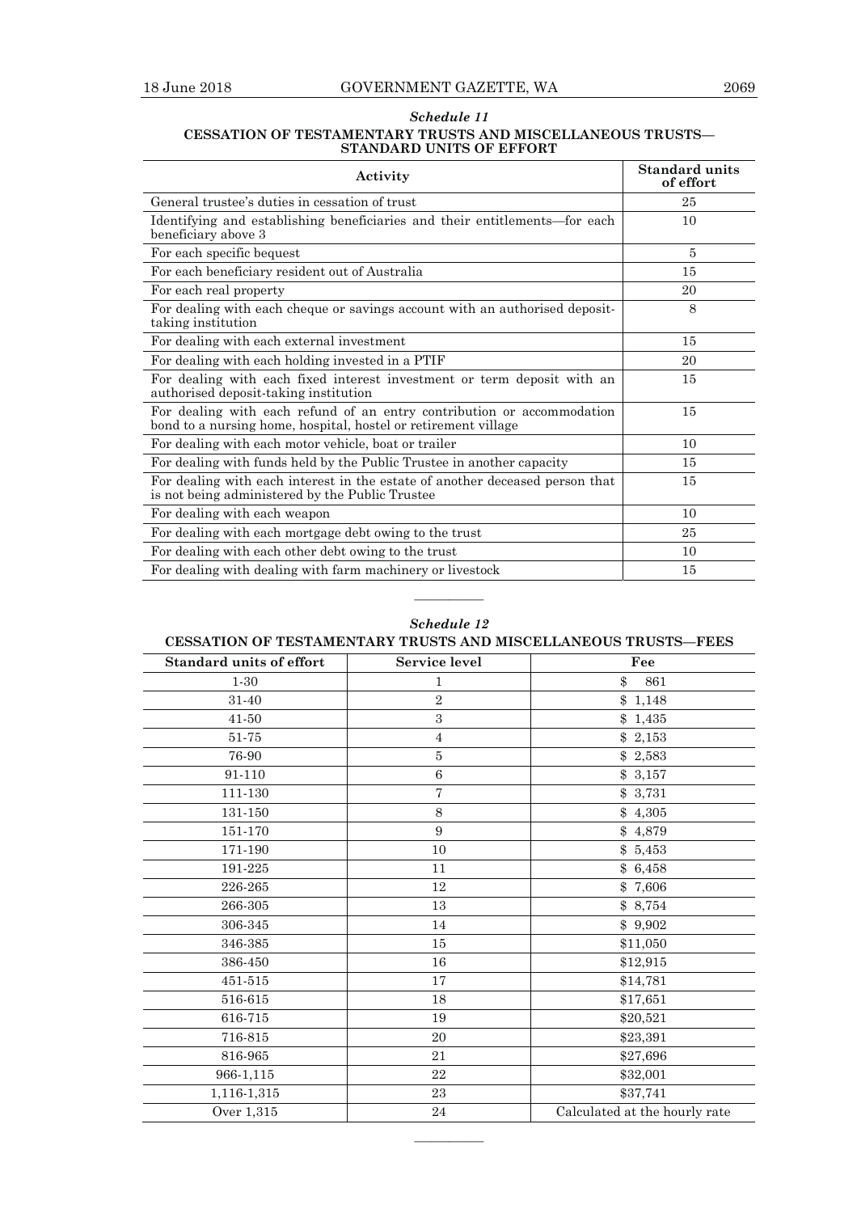### *Schedule 11*

**CESSATION OF TESTAMENTARY TRUSTS AND MISCELLANEOUS TRUSTS—STANDARD UNITS OF EFFORT**

| Activity | Standard units of effort |
|---|---|
| General trustee's duties in cessation of trust | 25 |
| Identifying and establishing beneficiaries and their entitlements—for each beneficiary above 3 | 10 |
| For each specific bequest | 5 |
| For each beneficiary resident out of Australia | 15 |
| For each real property | 20 |
| For dealing with each cheque or savings account with an authorised deposit-taking institution | 8 |
| For dealing with each external investment | 15 |
| For dealing with each holding invested in a PTIF | 20 |
| For dealing with each fixed interest investment or term deposit with an authorised deposit-taking institution | 15 |
| For dealing with each refund of an entry contribution or accommodation bond to a nursing home, hospital, hostel or retirement village | 15 |
| For dealing with each motor vehicle, boat or trailer | 10 |
| For dealing with funds held by the Public Trustee in another capacity | 15 |
| For dealing with each interest in the estate of another deceased person that is not being administered by the Public Trustee | 15 |
| For dealing with each weapon | 10 |
| For dealing with each mortgage debt owing to the trust | 25 |
| For dealing with each other debt owing to the trust | 10 |
| For dealing with dealing with farm machinery or livestock | 15 |

---

### *Schedule 12*

**CESSATION OF TESTAMENTARY TRUSTS AND MISCELLANEOUS TRUSTS—FEES**

| Standard units of effort | Service level | Fee |
|---|---|---|
| 1-30 | 1 | $ 861 |
| 31-40 | 2 | $ 1,148 |
| 41-50 | 3 | $ 1,435 |
| 51-75 | 4 | $ 2,153 |
| 76-90 | 5 | $ 2,583 |
| 91-110 | 6 | $ 3,157 |
| 111-130 | 7 | $ 3,731 |
| 131-150 | 8 | $ 4,305 |
| 151-170 | 9 | $ 4,879 |
| 171-190 | 10 | $ 5,453 |
| 191-225 | 11 | $ 6,458 |
| 226-265 | 12 | $ 7,606 |
| 266-305 | 13 | $ 8,754 |
| 306-345 | 14 | $ 9,902 |
| 346-385 | 15 | $11,050 |
| 386-450 | 16 | $12,915 |
| 451-515 | 17 | $14,781 |
| 516-615 | 18 | $17,651 |
| 616-715 | 19 | $20,521 |
| 716-815 | 20 | $23,391 |
| 816-965 | 21 | $27,696 |
| 966-1,115 | 22 | $32,001 |
| 1,116-1,315 | 23 | $37,741 |
| Over 1,315 | 24 | Calculated at the hourly rate |

---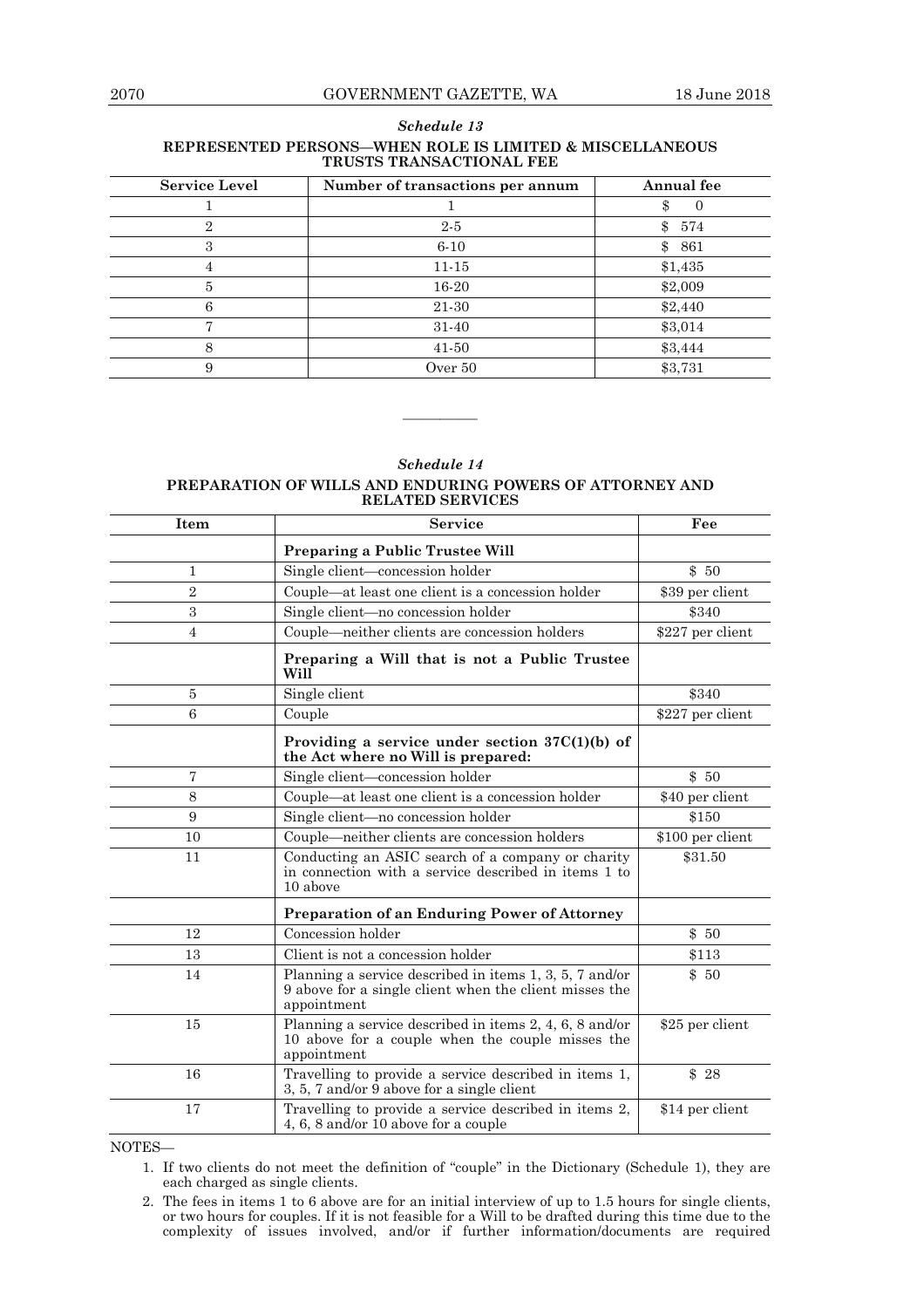*Schedule 13*

**REPRESENTED PERSONS—WHEN ROLE IS LIMITED & MISCELLANEOUS TRUSTS TRANSACTIONAL FEE**

| Service Level | Number of transactions per annum | Annual fee |
|---|---|---|
| 1 | 1 | $ 0 |
| 2 | 2-5 | $ 574 |
| 3 | 6-10 | $ 861 |
| 4 | 11-15 | $1,435 |
| 5 | 16-20 | $2,009 |
| 6 | 21-30 | $2,440 |
| 7 | 31-40 | $3,014 |
| 8 | 41-50 | $3,444 |
| 9 | Over 50 | $3,731 |

———————

*Schedule 14*

**PREPARATION OF WILLS AND ENDURING POWERS OF ATTORNEY AND RELATED SERVICES**

| Item | Service | Fee |
|---|---|---|
| | **Preparing a Public Trustee Will** | |
| 1 | Single client—concession holder | $ 50 |
| 2 | Couple—at least one client is a concession holder | $39 per client |
| 3 | Single client—no concession holder | $340 |
| 4 | Couple—neither clients are concession holders | $227 per client |
| | **Preparing a Will that is not a Public Trustee Will** | |
| 5 | Single client | $340 |
| 6 | Couple | $227 per client |
| | **Providing a service under section 37C(1)(b) of the Act where no Will is prepared:** | |
| 7 | Single client—concession holder | $ 50 |
| 8 | Couple—at least one client is a concession holder | $40 per client |
| 9 | Single client—no concession holder | $150 |
| 10 | Couple—neither clients are concession holders | $100 per client |
| 11 | Conducting an ASIC search of a company or charity in connection with a service described in items 1 to 10 above | $31.50 |
| | **Preparation of an Enduring Power of Attorney** | |
| 12 | Concession holder | $ 50 |
| 13 | Client is not a concession holder | $113 |
| 14 | Planning a service described in items 1, 3, 5, 7 and/or 9 above for a single client when the client misses the appointment | $ 50 |
| 15 | Planning a service described in items 2, 4, 6, 8 and/or 10 above for a couple when the couple misses the appointment | $25 per client |
| 16 | Travelling to provide a service described in items 1, 3, 5, 7 and/or 9 above for a single client | $ 28 |
| 17 | Travelling to provide a service described in items 2, 4, 6, 8 and/or 10 above for a couple | $14 per client |

NOTES—

1. If two clients do not meet the definition of "couple" in the Dictionary (Schedule 1), they are each charged as single clients.
2. The fees in items 1 to 6 above are for an initial interview of up to 1.5 hours for single clients, or two hours for couples. If it is not feasible for a Will to be drafted during this time due to the complexity of issues involved, and/or if further information/documents are required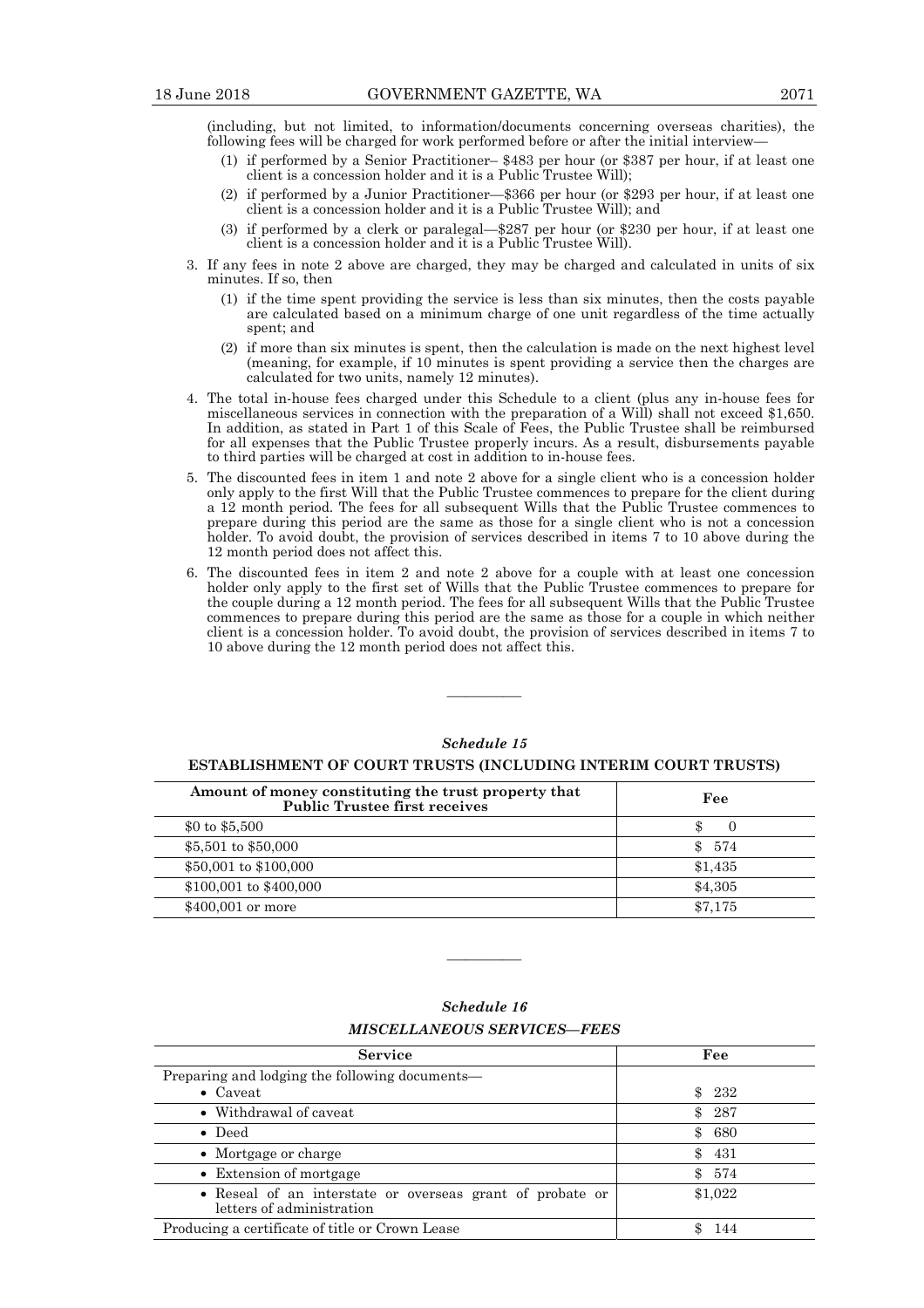(including, but not limited, to information/documents concerning overseas charities), the following fees will be charged for work performed before or after the initial interview—

(1) if performed by a Senior Practitioner– $483 per hour (or $387 per hour, if at least one client is a concession holder and it is a Public Trustee Will);

(2) if performed by a Junior Practitioner—$366 per hour (or $293 per hour, if at least one client is a concession holder and it is a Public Trustee Will); and

(3) if performed by a clerk or paralegal—$287 per hour (or $230 per hour, if at least one client is a concession holder and it is a Public Trustee Will).

3. If any fees in note 2 above are charged, they may be charged and calculated in units of six minutes. If so, then

(1) if the time spent providing the service is less than six minutes, then the costs payable are calculated based on a minimum charge of one unit regardless of the time actually spent; and

(2) if more than six minutes is spent, then the calculation is made on the next highest level (meaning, for example, if 10 minutes is spent providing a service then the charges are calculated for two units, namely 12 minutes).

4. The total in-house fees charged under this Schedule to a client (plus any in-house fees for miscellaneous services in connection with the preparation of a Will) shall not exceed $1,650. In addition, as stated in Part 1 of this Scale of Fees, the Public Trustee shall be reimbursed for all expenses that the Public Trustee properly incurs. As a result, disbursements payable to third parties will be charged at cost in addition to in-house fees.

5. The discounted fees in item 1 and note 2 above for a single client who is a concession holder only apply to the first Will that the Public Trustee commences to prepare for the client during a 12 month period. The fees for all subsequent Wills that the Public Trustee commences to prepare during this period are the same as those for a single client who is not a concession holder. To avoid doubt, the provision of services described in items 7 to 10 above during the 12 month period does not affect this.

6. The discounted fees in item 2 and note 2 above for a couple with at least one concession holder only apply to the first set of Wills that the Public Trustee commences to prepare for the couple during a 12 month period. The fees for all subsequent Wills that the Public Trustee commences to prepare during this period are the same as those for a couple in which neither client is a concession holder. To avoid doubt, the provision of services described in items 7 to 10 above during the 12 month period does not affect this.

————

*Schedule 15*

**ESTABLISHMENT OF COURT TRUSTS (INCLUDING INTERIM COURT TRUSTS)**

| Amount of money constituting the trust property that Public Trustee first receives | Fee |
|---|---|
| $0 to $5,500 | $ 0 |
| $5,501 to $50,000 | $ 574 |
| $50,001 to $100,000 | $1,435 |
| $100,001 to $400,000 | $4,305 |
| $400,001 or more | $7,175 |

————

*Schedule 16*

***MISCELLANEOUS SERVICES—FEES***

| Service | Fee |
|---|---|
| Preparing and lodging the following documents— | |
| • Caveat | $ 232 |
| • Withdrawal of caveat | $ 287 |
| • Deed | $ 680 |
| • Mortgage or charge | $ 431 |
| • Extension of mortgage | $ 574 |
| • Reseal of an interstate or overseas grant of probate or letters of administration | $1,022 |
| Producing a certificate of title or Crown Lease | $ 144 |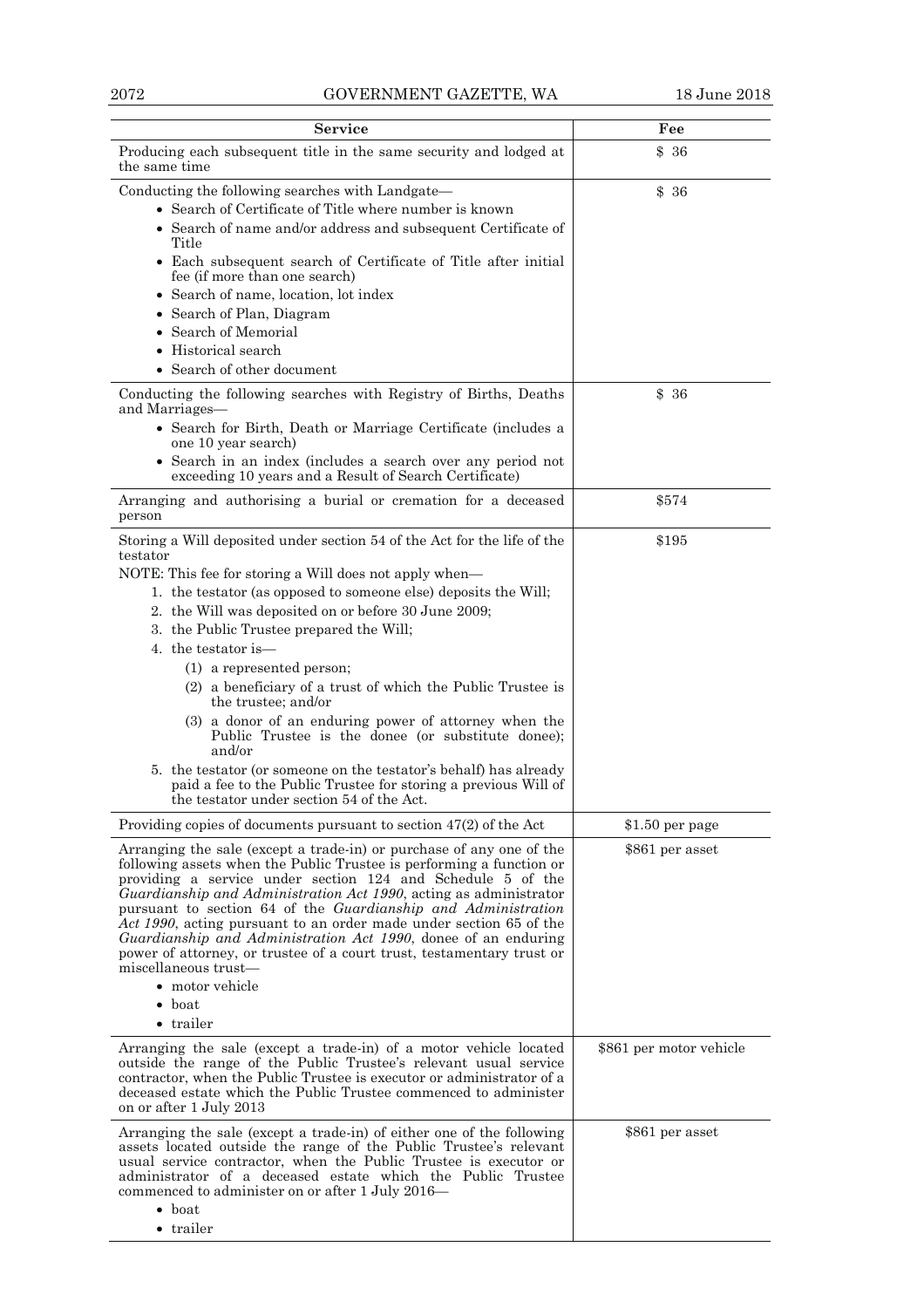| Service | Fee |
|---|---|
| Producing each subsequent title in the same security and lodged at the same time | $ 36 |
| Conducting the following searches with Landgate—<br>• Search of Certificate of Title where number is known<br>• Search of name and/or address and subsequent Certificate of Title<br>• Each subsequent search of Certificate of Title after initial fee (if more than one search)<br>• Search of name, location, lot index<br>• Search of Plan, Diagram<br>• Search of Memorial<br>• Historical search<br>• Search of other document | $ 36 |
| Conducting the following searches with Registry of Births, Deaths and Marriages—<br>• Search for Birth, Death or Marriage Certificate (includes a one 10 year search)<br>• Search in an index (includes a search over any period not exceeding 10 years and a Result of Search Certificate) | $ 36 |
| Arranging and authorising a burial or cremation for a deceased person | $574 |
| Storing a Will deposited under section 54 of the Act for the life of the testator<br>NOTE: This fee for storing a Will does not apply when—<br>1. the testator (as opposed to someone else) deposits the Will;<br>2. the Will was deposited on or before 30 June 2009;<br>3. the Public Trustee prepared the Will;<br>4. the testator is—<br>(1) a represented person;<br>(2) a beneficiary of a trust of which the Public Trustee is the trustee; and/or<br>(3) a donor of an enduring power of attorney when the Public Trustee is the donee (or substitute donee); and/or<br>5. the testator (or someone on the testator's behalf) has already paid a fee to the Public Trustee for storing a previous Will of the testator under section 54 of the Act. | $195 |
| Providing copies of documents pursuant to section 47(2) of the Act | $1.50 per page |
| Arranging the sale (except a trade-in) or purchase of any one of the following assets when the Public Trustee is performing a function or providing a service under section 124 and Schedule 5 of the *Guardianship and Administration Act 1990*, acting as administrator pursuant to section 64 of the *Guardianship and Administration Act 1990*, acting pursuant to an order made under section 65 of the *Guardianship and Administration Act 1990*, donee of an enduring power of attorney, or trustee of a court trust, testamentary trust or miscellaneous trust—<br>• motor vehicle<br>• boat<br>• trailer | $861 per asset |
| Arranging the sale (except a trade-in) of a motor vehicle located outside the range of the Public Trustee's relevant usual service contractor, when the Public Trustee is executor or administrator of a deceased estate which the Public Trustee commenced to administer on or after 1 July 2013 | $861 per motor vehicle |
| Arranging the sale (except a trade-in) of either one of the following assets located outside the range of the Public Trustee's relevant usual service contractor, when the Public Trustee is executor or administrator of a deceased estate which the Public Trustee commenced to administer on or after 1 July 2016—<br>• boat<br>• trailer | $861 per asset |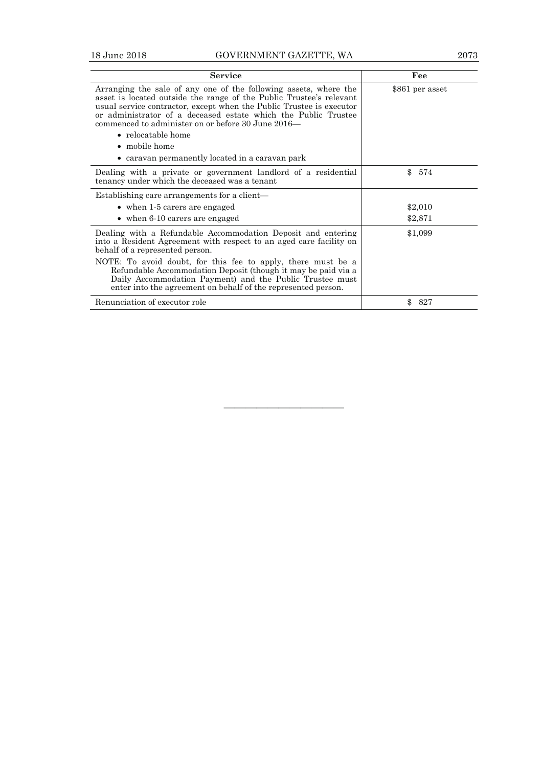| Service | Fee |
| --- | --- |
| Arranging the sale of any one of the following assets, where the asset is located outside the range of the Public Trustee's relevant usual service contractor, except when the Public Trustee is executor or administrator of a deceased estate which the Public Trustee commenced to administer on or before 30 June 2016— <br>• relocatable home <br>• mobile home <br>• caravan permanently located in a caravan park | $861 per asset |
| Dealing with a private or government landlord of a residential tenancy under which the deceased was a tenant | $ 574 |
| Establishing care arrangements for a client— | |
| • when 1-5 carers are engaged | $2,010 |
| • when 6-10 carers are engaged | $2,871 |
| Dealing with a Refundable Accommodation Deposit and entering into a Resident Agreement with respect to an aged care facility on behalf of a represented person. <br>NOTE: To avoid doubt, for this fee to apply, there must be a Refundable Accommodation Deposit (though it may be paid via a Daily Accommodation Payment) and the Public Trustee must enter into the agreement on behalf of the represented person. | $1,099 |
| Renunciation of executor role | $ 827 |

---